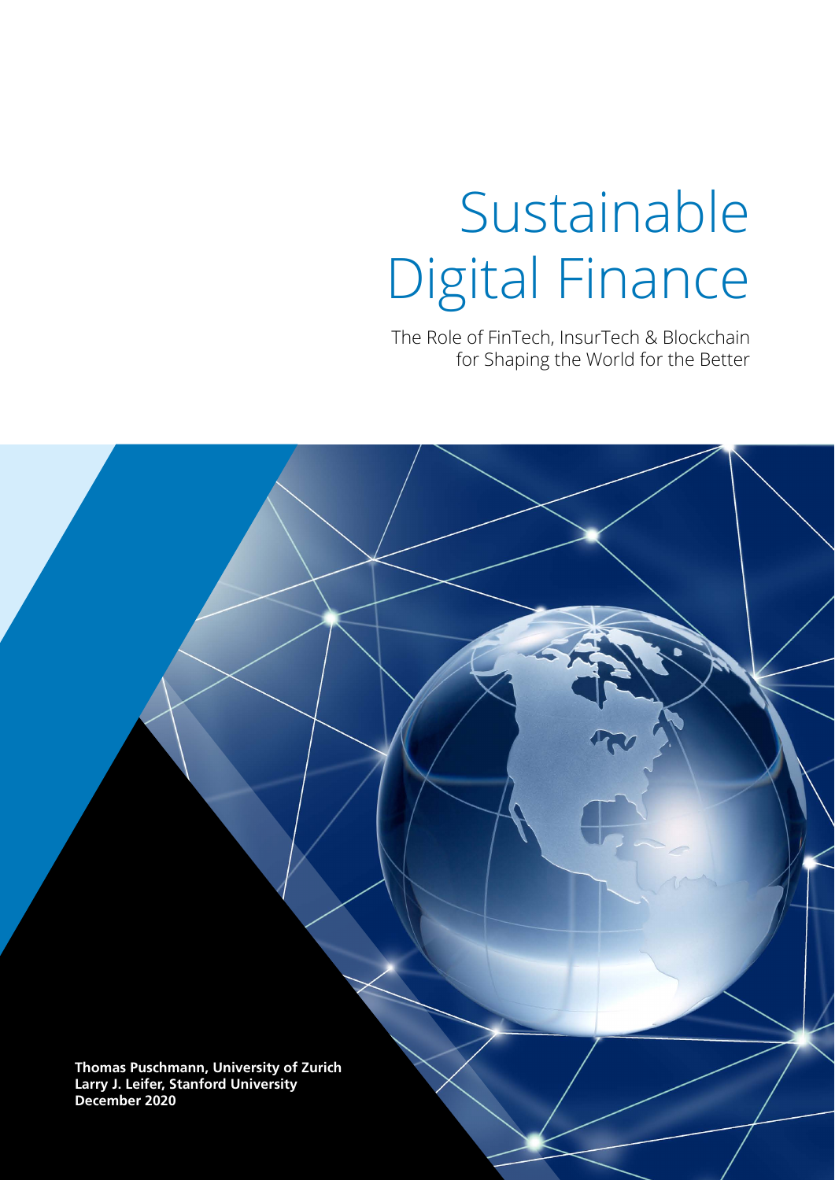# Sustainable Digital Finance

The Role of FinTech, InsurTech & Blockchain for Shaping the World for the Better

**Thomas Puschmann, University of Zurich**
**Larry J. Leifer, Stanford University**
**December 2020**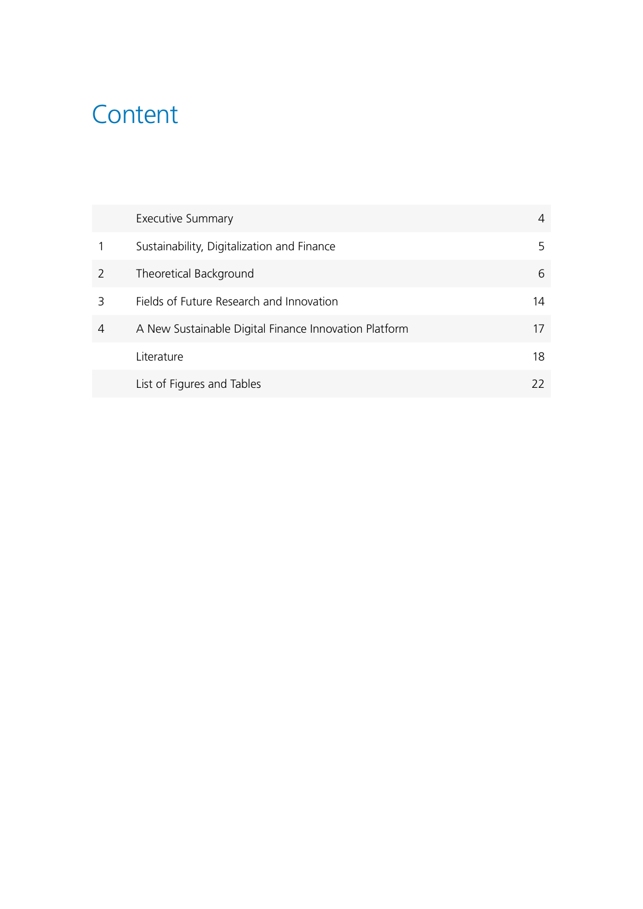# Content

| | | |
|---|---|---|
| | Executive Summary | 4 |
| 1 | Sustainability, Digitalization and Finance | 5 |
| 2 | Theoretical Background | 6 |
| 3 | Fields of Future Research and Innovation | 14 |
| 4 | A New Sustainable Digital Finance Innovation Platform | 17 |
| | Literature | 18 |
| | List of Figures and Tables | 22 |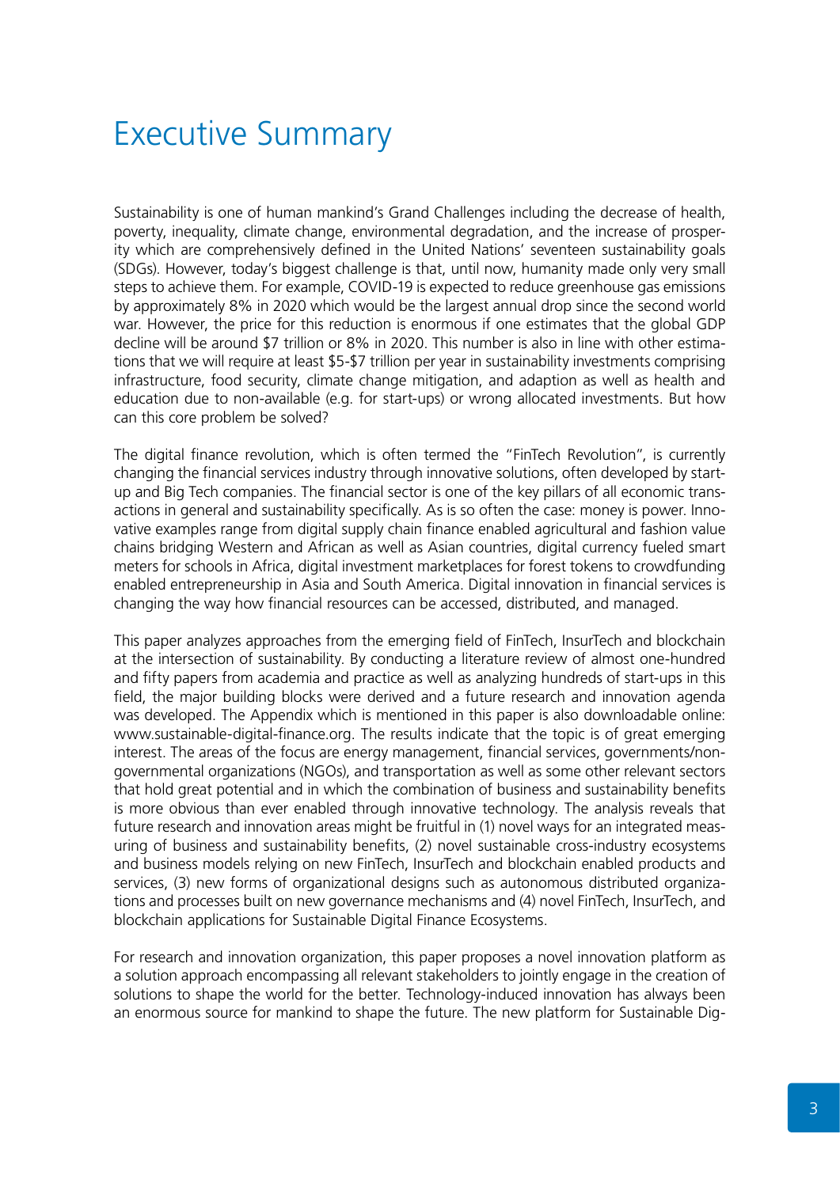# Executive Summary

Sustainability is one of human mankind's Grand Challenges including the decrease of health, poverty, inequality, climate change, environmental degradation, and the increase of prosperity which are comprehensively defined in the United Nations' seventeen sustainability goals (SDGs). However, today's biggest challenge is that, until now, humanity made only very small steps to achieve them. For example, COVID-19 is expected to reduce greenhouse gas emissions by approximately 8% in 2020 which would be the largest annual drop since the second world war. However, the price for this reduction is enormous if one estimates that the global GDP decline will be around $7 trillion or 8% in 2020. This number is also in line with other estimations that we will require at least $5-$7 trillion per year in sustainability investments comprising infrastructure, food security, climate change mitigation, and adaption as well as health and education due to non-available (e.g. for start-ups) or wrong allocated investments. But how can this core problem be solved?

The digital finance revolution, which is often termed the "FinTech Revolution", is currently changing the financial services industry through innovative solutions, often developed by start-up and Big Tech companies. The financial sector is one of the key pillars of all economic transactions in general and sustainability specifically. As is so often the case: money is power. Innovative examples range from digital supply chain finance enabled agricultural and fashion value chains bridging Western and African as well as Asian countries, digital currency fueled smart meters for schools in Africa, digital investment marketplaces for forest tokens to crowdfunding enabled entrepreneurship in Asia and South America. Digital innovation in financial services is changing the way how financial resources can be accessed, distributed, and managed.

This paper analyzes approaches from the emerging field of FinTech, InsurTech and blockchain at the intersection of sustainability. By conducting a literature review of almost one-hundred and fifty papers from academia and practice as well as analyzing hundreds of start-ups in this field, the major building blocks were derived and a future research and innovation agenda was developed. The Appendix which is mentioned in this paper is also downloadable online: www.sustainable-digital-finance.org. The results indicate that the topic is of great emerging interest. The areas of the focus are energy management, financial services, governments/non-governmental organizations (NGOs), and transportation as well as some other relevant sectors that hold great potential and in which the combination of business and sustainability benefits is more obvious than ever enabled through innovative technology. The analysis reveals that future research and innovation areas might be fruitful in (1) novel ways for an integrated measuring of business and sustainability benefits, (2) novel sustainable cross-industry ecosystems and business models relying on new FinTech, InsurTech and blockchain enabled products and services, (3) new forms of organizational designs such as autonomous distributed organizations and processes built on new governance mechanisms and (4) novel FinTech, InsurTech, and blockchain applications for Sustainable Digital Finance Ecosystems.

For research and innovation organization, this paper proposes a novel innovation platform as a solution approach encompassing all relevant stakeholders to jointly engage in the creation of solutions to shape the world for the better. Technology-induced innovation has always been an enormous source for mankind to shape the future. The new platform for Sustainable Dig-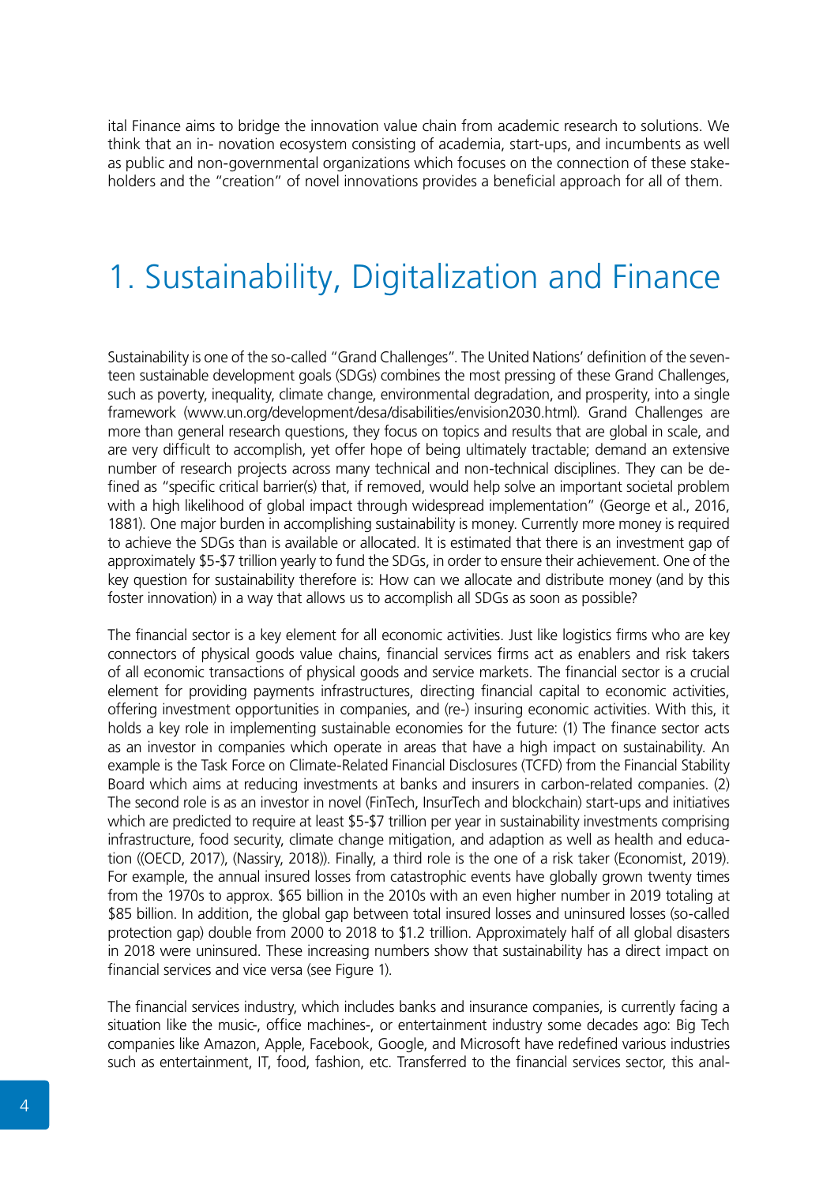ital Finance aims to bridge the innovation value chain from academic research to solutions. We think that an in- novation ecosystem consisting of academia, start-ups, and incumbents as well as public and non-governmental organizations which focuses on the connection of these stakeholders and the "creation" of novel innovations provides a beneficial approach for all of them.

# 1. Sustainability, Digitalization and Finance

Sustainability is one of the so-called "Grand Challenges". The United Nations' definition of the seventeen sustainable development goals (SDGs) combines the most pressing of these Grand Challenges, such as poverty, inequality, climate change, environmental degradation, and prosperity, into a single framework (www.un.org/development/desa/disabilities/envision2030.html). Grand Challenges are more than general research questions, they focus on topics and results that are global in scale, and are very difficult to accomplish, yet offer hope of being ultimately tractable; demand an extensive number of research projects across many technical and non-technical disciplines. They can be defined as "specific critical barrier(s) that, if removed, would help solve an important societal problem with a high likelihood of global impact through widespread implementation" (George et al., 2016, 1881). One major burden in accomplishing sustainability is money. Currently more money is required to achieve the SDGs than is available or allocated. It is estimated that there is an investment gap of approximately $5-$7 trillion yearly to fund the SDGs, in order to ensure their achievement. One of the key question for sustainability therefore is: How can we allocate and distribute money (and by this foster innovation) in a way that allows us to accomplish all SDGs as soon as possible?

The financial sector is a key element for all economic activities. Just like logistics firms who are key connectors of physical goods value chains, financial services firms act as enablers and risk takers of all economic transactions of physical goods and service markets. The financial sector is a crucial element for providing payments infrastructures, directing financial capital to economic activities, offering investment opportunities in companies, and (re-) insuring economic activities. With this, it holds a key role in implementing sustainable economies for the future: (1) The finance sector acts as an investor in companies which operate in areas that have a high impact on sustainability. An example is the Task Force on Climate-Related Financial Disclosures (TCFD) from the Financial Stability Board which aims at reducing investments at banks and insurers in carbon-related companies. (2) The second role is as an investor in novel (FinTech, InsurTech and blockchain) start-ups and initiatives which are predicted to require at least $5-$7 trillion per year in sustainability investments comprising infrastructure, food security, climate change mitigation, and adaption as well as health and education ((OECD, 2017), (Nassiry, 2018)). Finally, a third role is the one of a risk taker (Economist, 2019). For example, the annual insured losses from catastrophic events have globally grown twenty times from the 1970s to approx. $65 billion in the 2010s with an even higher number in 2019 totaling at $85 billion. In addition, the global gap between total insured losses and uninsured losses (so-called protection gap) double from 2000 to 2018 to $1.2 trillion. Approximately half of all global disasters in 2018 were uninsured. These increasing numbers show that sustainability has a direct impact on financial services and vice versa (see Figure 1).

The financial services industry, which includes banks and insurance companies, is currently facing a situation like the music-, office machines-, or entertainment industry some decades ago: Big Tech companies like Amazon, Apple, Facebook, Google, and Microsoft have redefined various industries such as entertainment, IT, food, fashion, etc. Transferred to the financial services sector, this anal-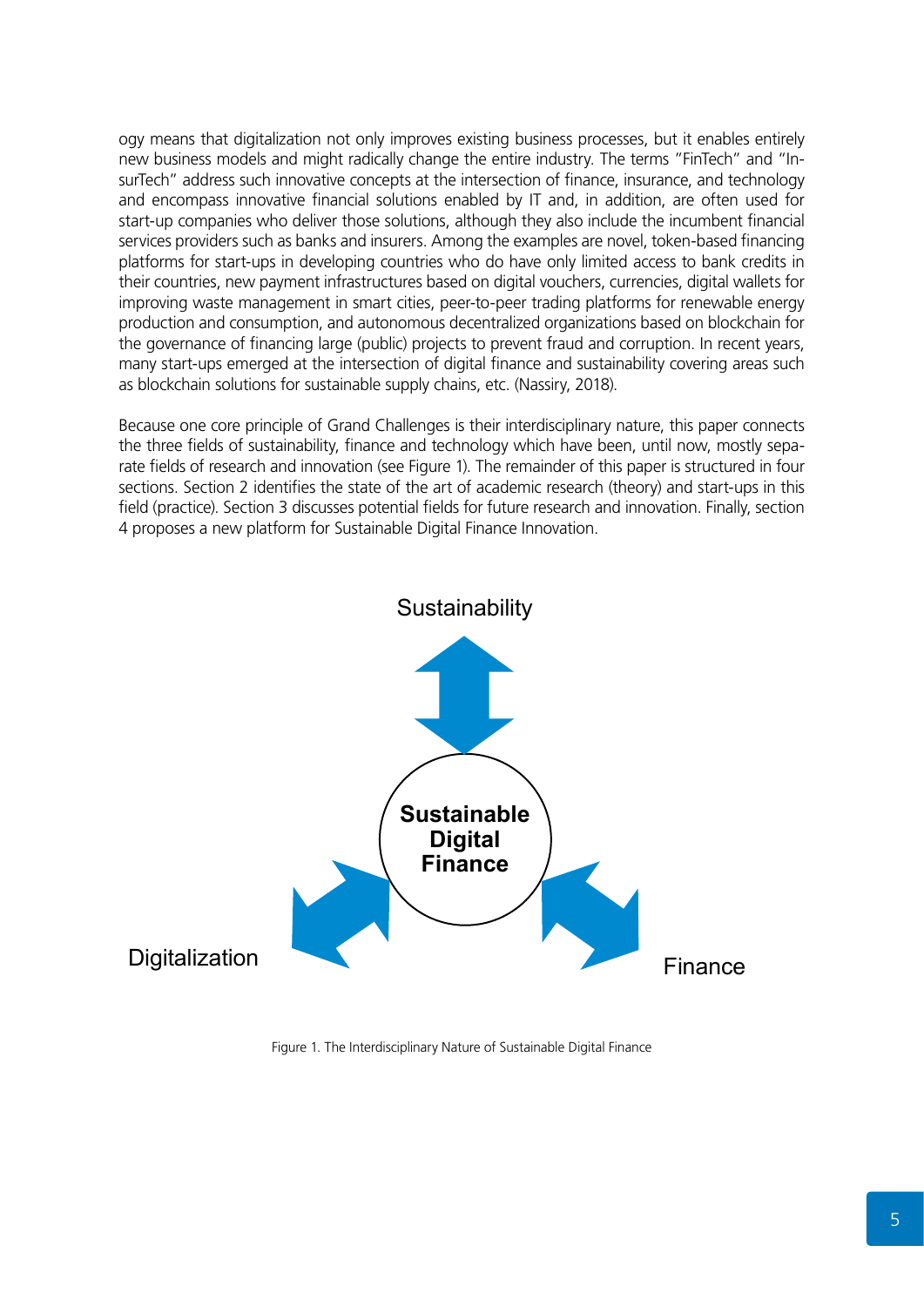ogy means that digitalization not only improves existing business processes, but it enables entirely new business models and might radically change the entire industry. The terms "FinTech" and "InsurTech" address such innovative concepts at the intersection of finance, insurance, and technology and encompass innovative financial solutions enabled by IT and, in addition, are often used for start-up companies who deliver those solutions, although they also include the incumbent financial services providers such as banks and insurers. Among the examples are novel, token-based financing platforms for start-ups in developing countries who do have only limited access to bank credits in their countries, new payment infrastructures based on digital vouchers, currencies, digital wallets for improving waste management in smart cities, peer-to-peer trading platforms for renewable energy production and consumption, and autonomous decentralized organizations based on blockchain for the governance of financing large (public) projects to prevent fraud and corruption. In recent years, many start-ups emerged at the intersection of digital finance and sustainability covering areas such as blockchain solutions for sustainable supply chains, etc. (Nassiry, 2018).

Because one core principle of Grand Challenges is their interdisciplinary nature, this paper connects the three fields of sustainability, finance and technology which have been, until now, mostly separate fields of research and innovation (see Figure 1). The remainder of this paper is structured in four sections. Section 2 identifies the state of the art of academic research (theory) and start-ups in this field (practice). Section 3 discusses potential fields for future research and innovation. Finally, section 4 proposes a new platform for Sustainable Digital Finance Innovation.

Sustainability

**Sustainable Digital Finance**

Digitalization

Finance

Figure 1. The Interdisciplinary Nature of Sustainable Digital Finance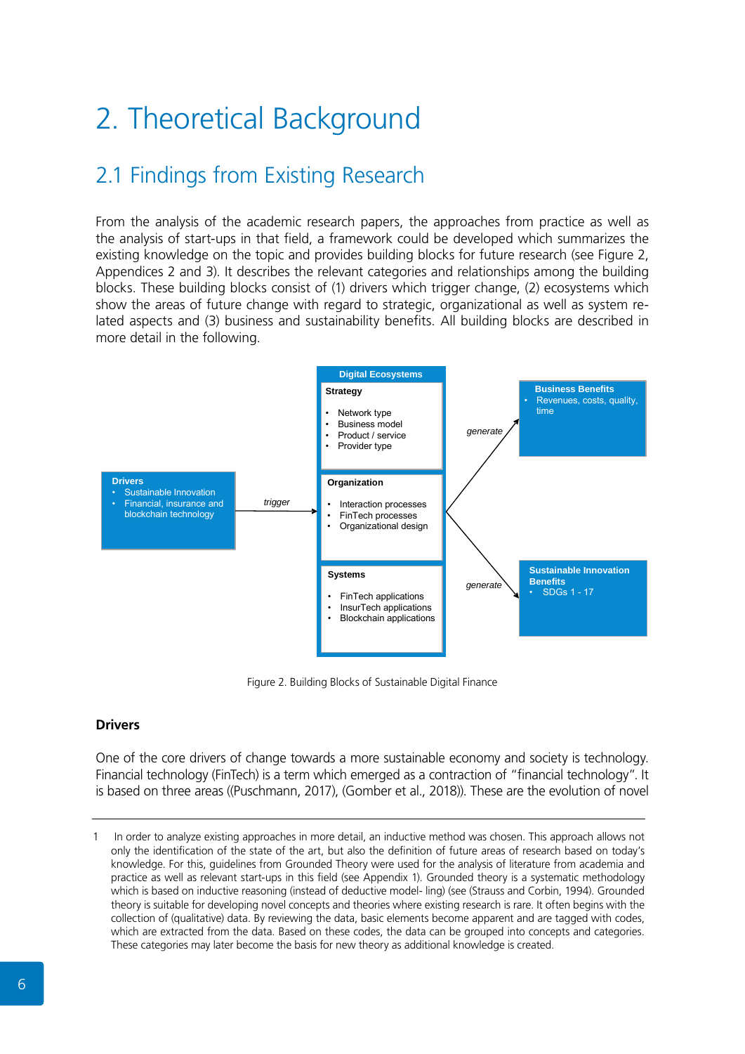# 2. Theoretical Background

## 2.1 Findings from Existing Research

From the analysis of the academic research papers, the approaches from practice as well as the analysis of start-ups in that field, a framework could be developed which summarizes the existing knowledge on the topic and provides building blocks for future research (see Figure 2, Appendices 2 and 3). It describes the relevant categories and relationships among the building blocks. These building blocks consist of (1) drivers which trigger change, (2) ecosystems which show the areas of future change with regard to strategic, organizational as well as system related aspects and (3) business and sustainability benefits. All building blocks are described in more detail in the following.

**Drivers**
- Sustainable Innovation
- Financial, insurance and blockchain technology

*trigger* →

**Digital Ecosystems**

**Strategy**
- Network type
- Business model
- Product / service
- Provider type

**Organization**
- Interaction processes
- FinTech processes
- Organizational design

**Systems**
- FinTech applications
- InsurTech applications
- Blockchain applications

*generate* →

**Business Benefits**
- Revenues, costs, quality, time

*generate* →

**Sustainable Innovation Benefits**
- SDGs 1 - 17

Figure 2. Building Blocks of Sustainable Digital Finance

### Drivers

One of the core drivers of change towards a more sustainable economy and society is technology. Financial technology (FinTech) is a term which emerged as a contraction of "financial technology". It is based on three areas ((Puschmann, 2017), (Gomber et al., 2018)). These are the evolution of novel

---

1 In order to analyze existing approaches in more detail, an inductive method was chosen. This approach allows not only the identification of the state of the art, but also the definition of future areas of research based on today's knowledge. For this, guidelines from Grounded Theory were used for the analysis of literature from academia and practice as well as relevant start-ups in this field (see Appendix 1). Grounded theory is a systematic methodology which is based on inductive reasoning (instead of deductive model- ling) (see (Strauss and Corbin, 1994). Grounded theory is suitable for developing novel concepts and theories where existing research is rare. It often begins with the collection of (qualitative) data. By reviewing the data, basic elements become apparent and are tagged with codes, which are extracted from the data. Based on these codes, the data can be grouped into concepts and categories. These categories may later become the basis for new theory as additional knowledge is created.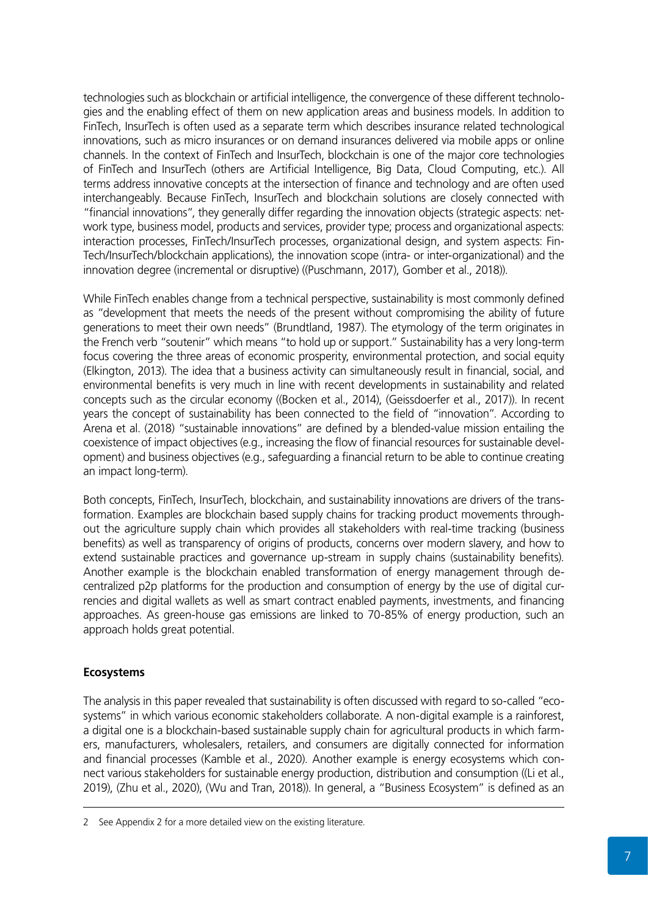technologies such as blockchain or artificial intelligence, the convergence of these different technologies and the enabling effect of them on new application areas and business models. In addition to FinTech, InsurTech is often used as a separate term which describes insurance related technological innovations, such as micro insurances or on demand insurances delivered via mobile apps or online channels. In the context of FinTech and InsurTech, blockchain is one of the major core technologies of FinTech and InsurTech (others are Artificial Intelligence, Big Data, Cloud Computing, etc.). All terms address innovative concepts at the intersection of finance and technology and are often used interchangeably. Because FinTech, InsurTech and blockchain solutions are closely connected with "financial innovations", they generally differ regarding the innovation objects (strategic aspects: network type, business model, products and services, provider type; process and organizational aspects: interaction processes, FinTech/InsurTech processes, organizational design, and system aspects: FinTech/InsurTech/blockchain applications), the innovation scope (intra- or inter-organizational) and the innovation degree (incremental or disruptive) ((Puschmann, 2017), Gomber et al., 2018)).

While FinTech enables change from a technical perspective, sustainability is most commonly defined as "development that meets the needs of the present without compromising the ability of future generations to meet their own needs" (Brundtland, 1987). The etymology of the term originates in the French verb "soutenir" which means "to hold up or support." Sustainability has a very long-term focus covering the three areas of economic prosperity, environmental protection, and social equity (Elkington, 2013). The idea that a business activity can simultaneously result in financial, social, and environmental benefits is very much in line with recent developments in sustainability and related concepts such as the circular economy ((Bocken et al., 2014), (Geissdoerfer et al., 2017)). In recent years the concept of sustainability has been connected to the field of "innovation". According to Arena et al. (2018) "sustainable innovations" are defined by a blended-value mission entailing the coexistence of impact objectives (e.g., increasing the flow of financial resources for sustainable development) and business objectives (e.g., safeguarding a financial return to be able to continue creating an impact long-term).

Both concepts, FinTech, InsurTech, blockchain, and sustainability innovations are drivers of the transformation. Examples are blockchain based supply chains for tracking product movements throughout the agriculture supply chain which provides all stakeholders with real-time tracking (business benefits) as well as transparency of origins of products, concerns over modern slavery, and how to extend sustainable practices and governance up-stream in supply chains (sustainability benefits). Another example is the blockchain enabled transformation of energy management through decentralized p2p platforms for the production and consumption of energy by the use of digital currencies and digital wallets as well as smart contract enabled payments, investments, and financing approaches. As green-house gas emissions are linked to 70-85% of energy production, such an approach holds great potential.

**Ecosystems**

The analysis in this paper revealed that sustainability is often discussed with regard to so-called "ecosystems" in which various economic stakeholders collaborate. A non-digital example is a rainforest, a digital one is a blockchain-based sustainable supply chain for agricultural products in which farmers, manufacturers, wholesalers, retailers, and consumers are digitally connected for information and financial processes (Kamble et al., 2020). Another example is energy ecosystems which connect various stakeholders for sustainable energy production, distribution and consumption ((Li et al., 2019), (Zhu et al., 2020), (Wu and Tran, 2018)). In general, a "Business Ecosystem" is defined as an

2 See Appendix 2 for a more detailed view on the existing literature.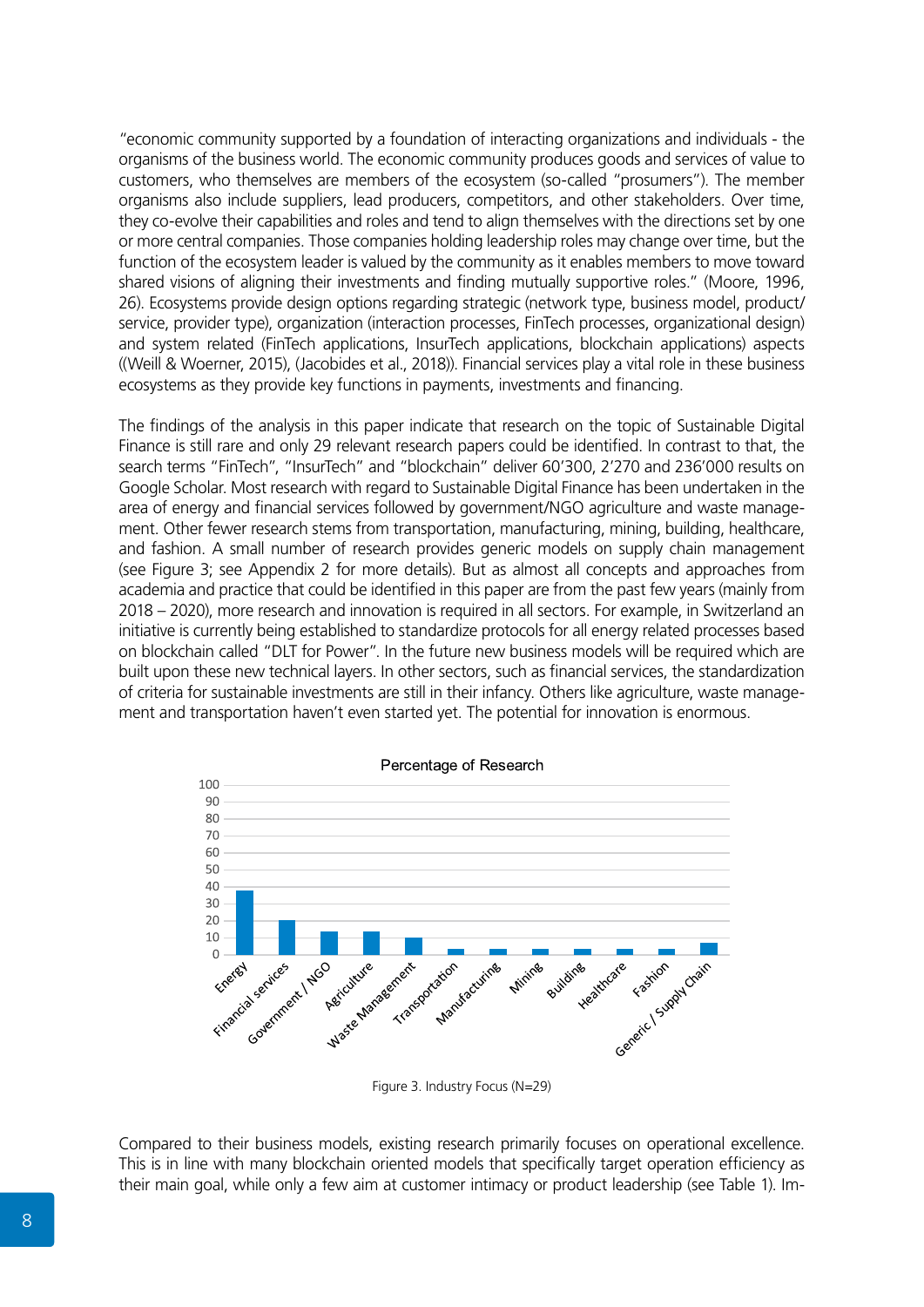"economic community supported by a foundation of interacting organizations and individuals - the organisms of the business world. The economic community produces goods and services of value to customers, who themselves are members of the ecosystem (so-called "prosumers"). The member organisms also include suppliers, lead producers, competitors, and other stakeholders. Over time, they co-evolve their capabilities and roles and tend to align themselves with the directions set by one or more central companies. Those companies holding leadership roles may change over time, but the function of the ecosystem leader is valued by the community as it enables members to move toward shared visions of aligning their investments and finding mutually supportive roles." (Moore, 1996, 26). Ecosystems provide design options regarding strategic (network type, business model, product/service, provider type), organization (interaction processes, FinTech processes, organizational design) and system related (FinTech applications, InsurTech applications, blockchain applications) aspects ((Weill & Woerner, 2015), (Jacobides et al., 2018)). Financial services play a vital role in these business ecosystems as they provide key functions in payments, investments and financing.

The findings of the analysis in this paper indicate that research on the topic of Sustainable Digital Finance is still rare and only 29 relevant research papers could be identified. In contrast to that, the search terms "FinTech", "InsurTech" and "blockchain" deliver 60'300, 2'270 and 236'000 results on Google Scholar. Most research with regard to Sustainable Digital Finance has been undertaken in the area of energy and financial services followed by government/NGO agriculture and waste management. Other fewer research stems from transportation, manufacturing, mining, building, healthcare, and fashion. A small number of research provides generic models on supply chain management (see Figure 3; see Appendix 2 for more details). But as almost all concepts and approaches from academia and practice that could be identified in this paper are from the past few years (mainly from 2018 – 2020), more research and innovation is required in all sectors. For example, in Switzerland an initiative is currently being established to standardize protocols for all energy related processes based on blockchain called "DLT for Power". In the future new business models will be required which are built upon these new technical layers. In other sectors, such as financial services, the standardization of criteria for sustainable investments are still in their infancy. Others like agriculture, waste management and transportation haven't even started yet. The potential for innovation is enormous.

Percentage of Research

Figure 3. Industry Focus (N=29)

Compared to their business models, existing research primarily focuses on operational excellence. This is in line with many blockchain oriented models that specifically target operation efficiency as their main goal, while only a few aim at customer intimacy or product leadership (see Table 1). Im-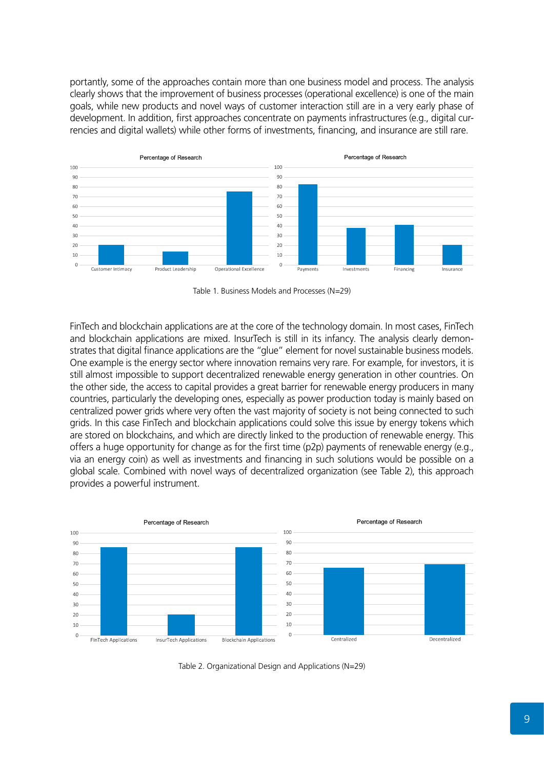portantly, some of the approaches contain more than one business model and process. The analysis clearly shows that the improvement of business processes (operational excellence) is one of the main goals, while new products and novel ways of customer interaction still are in a very early phase of development. In addition, first approaches concentrate on payments infrastructures (e.g., digital currencies and digital wallets) while other forms of investments, financing, and insurance are still rare.

Table 1. Business Models and Processes (N=29)

FinTech and blockchain applications are at the core of the technology domain. In most cases, FinTech and blockchain applications are mixed. InsurTech is still in its infancy. The analysis clearly demonstrates that digital finance applications are the "glue" element for novel sustainable business models. One example is the energy sector where innovation remains very rare. For example, for investors, it is still almost impossible to support decentralized renewable energy generation in other countries. On the other side, the access to capital provides a great barrier for renewable energy producers in many countries, particularly the developing ones, especially as power production today is mainly based on centralized power grids where very often the vast majority of society is not being connected to such grids. In this case FinTech and blockchain applications could solve this issue by energy tokens which are stored on blockchains, and which are directly linked to the production of renewable energy. This offers a huge opportunity for change as for the first time (p2p) payments of renewable energy (e.g., via an energy coin) as well as investments and financing in such solutions would be possible on a global scale. Combined with novel ways of decentralized organization (see Table 2), this approach provides a powerful instrument.

Table 2. Organizational Design and Applications (N=29)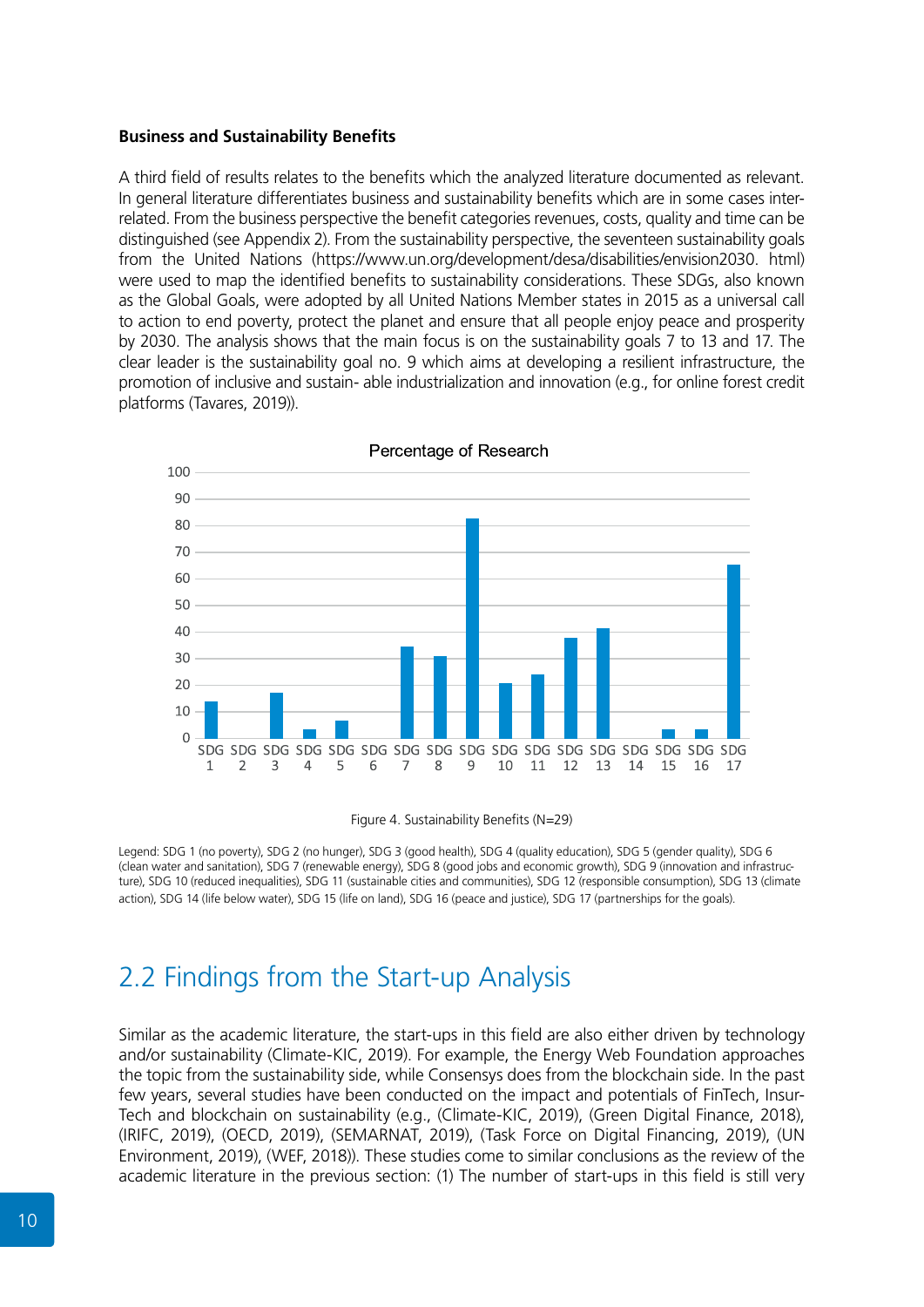**Business and Sustainability Benefits**

A third field of results relates to the benefits which the analyzed literature documented as relevant. In general literature differentiates business and sustainability benefits which are in some cases inter-related. From the business perspective the benefit categories revenues, costs, quality and time can be distinguished (see Appendix 2). From the sustainability perspective, the seventeen sustainability goals from the United Nations (https://www.un.org/development/desa/disabilities/envision2030. html) were used to map the identified benefits to sustainability considerations. These SDGs, also known as the Global Goals, were adopted by all United Nations Member states in 2015 as a universal call to action to end poverty, protect the planet and ensure that all people enjoy peace and prosperity by 2030. The analysis shows that the main focus is on the sustainability goals 7 to 13 and 17. The clear leader is the sustainability goal no. 9 which aims at developing a resilient infrastructure, the promotion of inclusive and sustain- able industrialization and innovation (e.g., for online forest credit platforms (Tavares, 2019)).

Percentage of Research

| SDG | Percentage of Research (approx.) |
|---|---|
| SDG 1 | 14 |
| SDG 2 | 0 |
| SDG 3 | 17 |
| SDG 4 | 3 |
| SDG 5 | 7 |
| SDG 6 | 0 |
| SDG 7 | 34 |
| SDG 8 | 31 |
| SDG 9 | 83 |
| SDG 10 | 21 |
| SDG 11 | 24 |
| SDG 12 | 38 |
| SDG 13 | 41 |
| SDG 14 | 0 |
| SDG 15 | 3 |
| SDG 16 | 3 |
| SDG 17 | 66 |

Figure 4. Sustainability Benefits (N=29)

Legend: SDG 1 (no poverty), SDG 2 (no hunger), SDG 3 (good health), SDG 4 (quality education), SDG 5 (gender quality), SDG 6 (clean water and sanitation), SDG 7 (renewable energy), SDG 8 (good jobs and economic growth), SDG 9 (innovation and infrastructure), SDG 10 (reduced inequalities), SDG 11 (sustainable cities and communities), SDG 12 (responsible consumption), SDG 13 (climate action), SDG 14 (life below water), SDG 15 (life on land), SDG 16 (peace and justice), SDG 17 (partnerships for the goals).

## 2.2 Findings from the Start-up Analysis

Similar as the academic literature, the start-ups in this field are also either driven by technology and/or sustainability (Climate-KIC, 2019). For example, the Energy Web Foundation approaches the topic from the sustainability side, while Consensys does from the blockchain side. In the past few years, several studies have been conducted on the impact and potentials of FinTech, InsurTech and blockchain on sustainability (e.g., (Climate-KIC, 2019), (Green Digital Finance, 2018), (IRIFC, 2019), (OECD, 2019), (SEMARNAT, 2019), (Task Force on Digital Financing, 2019), (UN Environment, 2019), (WEF, 2018)). These studies come to similar conclusions as the review of the academic literature in the previous section: (1) The number of start-ups in this field is still very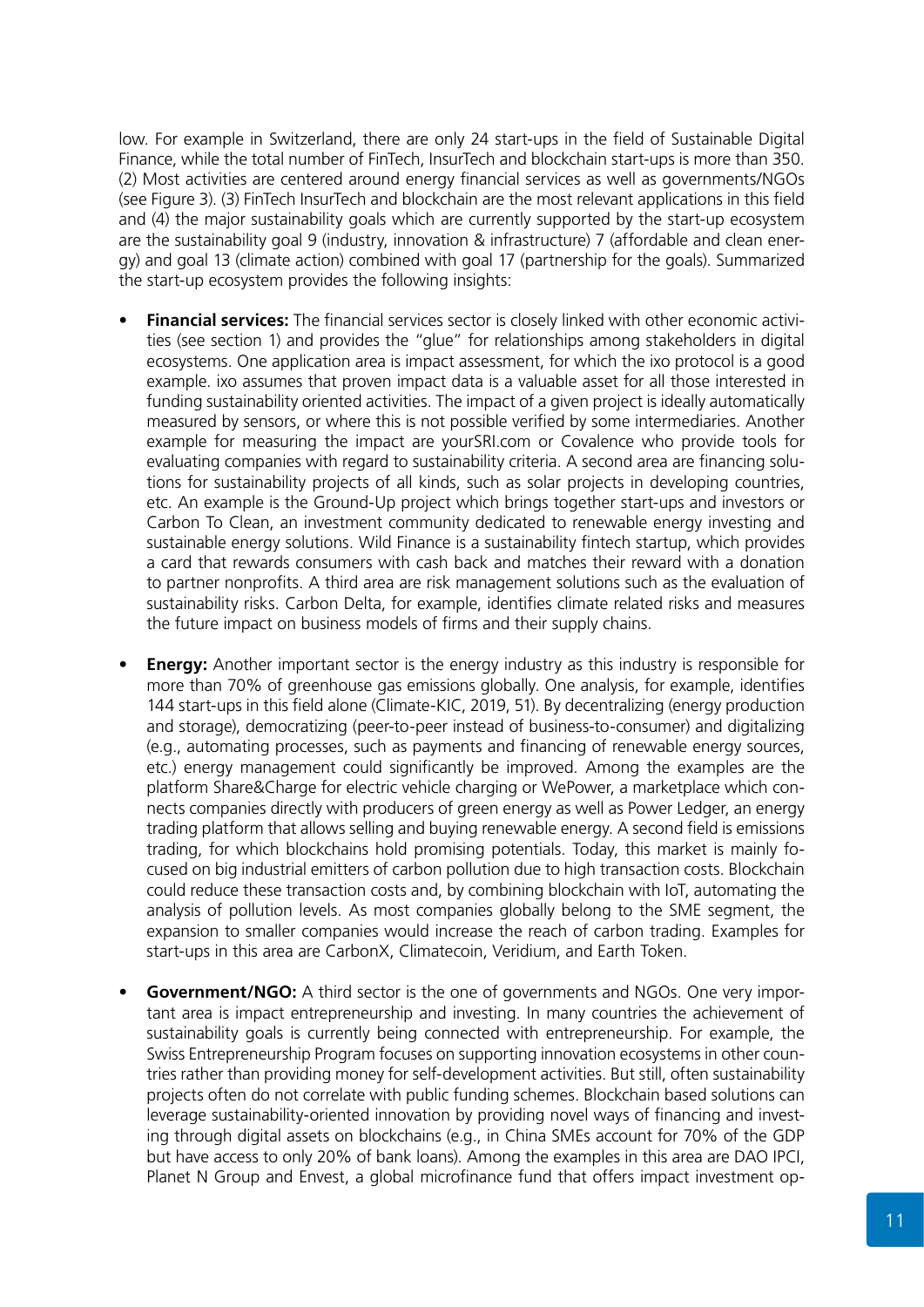low. For example in Switzerland, there are only 24 start-ups in the field of Sustainable Digital Finance, while the total number of FinTech, InsurTech and blockchain start-ups is more than 350. (2) Most activities are centered around energy financial services as well as governments/NGOs (see Figure 3). (3) FinTech InsurTech and blockchain are the most relevant applications in this field and (4) the major sustainability goals which are currently supported by the start-up ecosystem are the sustainability goal 9 (industry, innovation & infrastructure) 7 (affordable and clean energy) and goal 13 (climate action) combined with goal 17 (partnership for the goals). Summarized the start-up ecosystem provides the following insights:

- **Financial services:** The financial services sector is closely linked with other economic activities (see section 1) and provides the "glue" for relationships among stakeholders in digital ecosystems. One application area is impact assessment, for which the ixo protocol is a good example. ixo assumes that proven impact data is a valuable asset for all those interested in funding sustainability oriented activities. The impact of a given project is ideally automatically measured by sensors, or where this is not possible verified by some intermediaries. Another example for measuring the impact are yourSRI.com or Covalence who provide tools for evaluating companies with regard to sustainability criteria. A second area are financing solutions for sustainability projects of all kinds, such as solar projects in developing countries, etc. An example is the Ground-Up project which brings together start-ups and investors or Carbon To Clean, an investment community dedicated to renewable energy investing and sustainable energy solutions. Wild Finance is a sustainability fintech startup, which provides a card that rewards consumers with cash back and matches their reward with a donation to partner nonprofits. A third area are risk management solutions such as the evaluation of sustainability risks. Carbon Delta, for example, identifies climate related risks and measures the future impact on business models of firms and their supply chains.

- **Energy:** Another important sector is the energy industry as this industry is responsible for more than 70% of greenhouse gas emissions globally. One analysis, for example, identifies 144 start-ups in this field alone (Climate-KIC, 2019, 51). By decentralizing (energy production and storage), democratizing (peer-to-peer instead of business-to-consumer) and digitalizing (e.g., automating processes, such as payments and financing of renewable energy sources, etc.) energy management could significantly be improved. Among the examples are the platform Share&Charge for electric vehicle charging or WePower, a marketplace which connects companies directly with producers of green energy as well as Power Ledger, an energy trading platform that allows selling and buying renewable energy. A second field is emissions trading, for which blockchains hold promising potentials. Today, this market is mainly focused on big industrial emitters of carbon pollution due to high transaction costs. Blockchain could reduce these transaction costs and, by combining blockchain with IoT, automating the analysis of pollution levels. As most companies globally belong to the SME segment, the expansion to smaller companies would increase the reach of carbon trading. Examples for start-ups in this area are CarbonX, Climatecoin, Veridium, and Earth Token.

- **Government/NGO:** A third sector is the one of governments and NGOs. One very important area is impact entrepreneurship and investing. In many countries the achievement of sustainability goals is currently being connected with entrepreneurship. For example, the Swiss Entrepreneurship Program focuses on supporting innovation ecosystems in other countries rather than providing money for self-development activities. But still, often sustainability projects often do not correlate with public funding schemes. Blockchain based solutions can leverage sustainability-oriented innovation by providing novel ways of financing and investing through digital assets on blockchains (e.g., in China SMEs account for 70% of the GDP but have access to only 20% of bank loans). Among the examples in this area are DAO IPCI, Planet N Group and Envest, a global microfinance fund that offers impact investment op-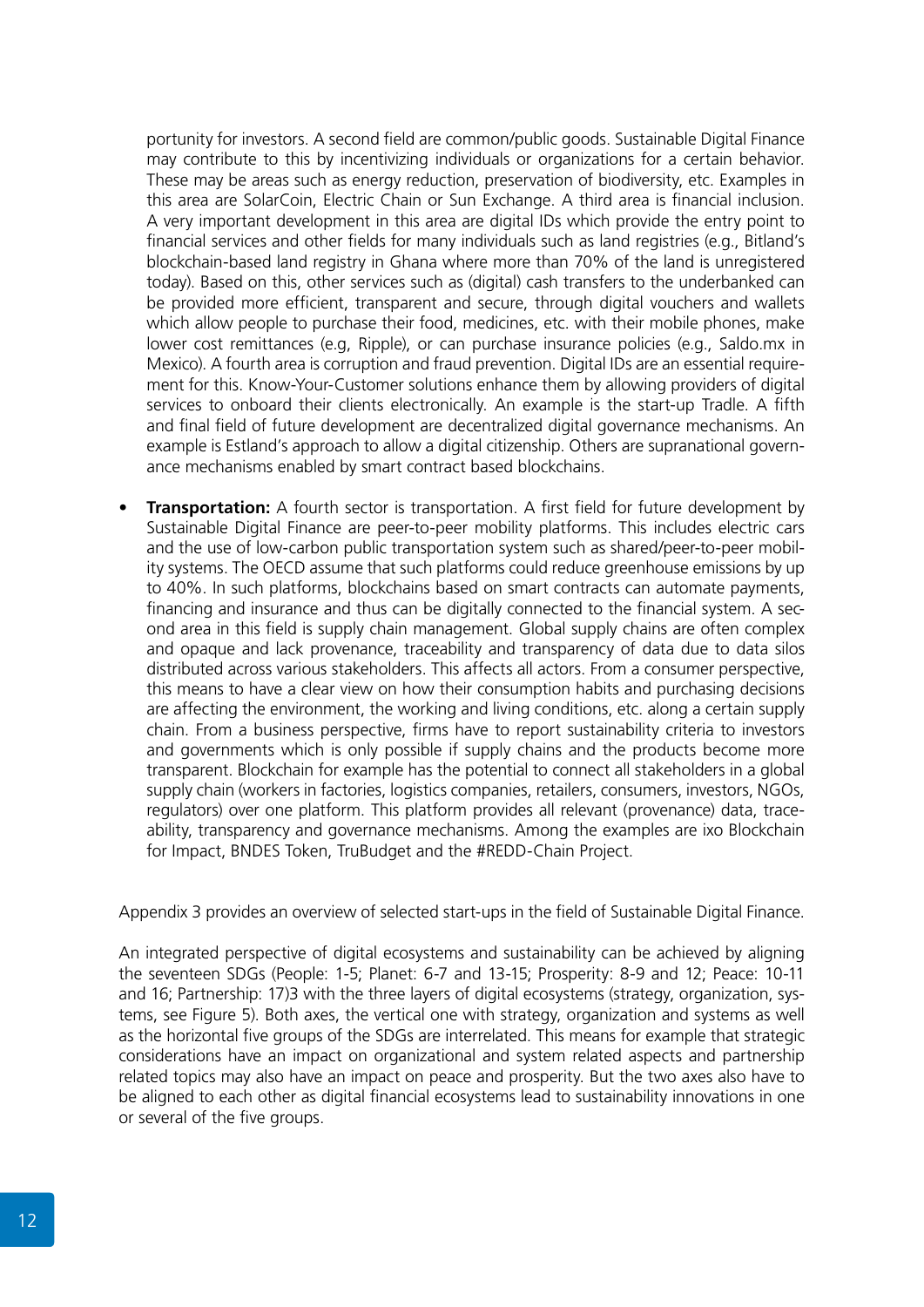portunity for investors. A second field are common/public goods. Sustainable Digital Finance may contribute to this by incentivizing individuals or organizations for a certain behavior. These may be areas such as energy reduction, preservation of biodiversity, etc. Examples in this area are SolarCoin, Electric Chain or Sun Exchange. A third area is financial inclusion. A very important development in this area are digital IDs which provide the entry point to financial services and other fields for many individuals such as land registries (e.g., Bitland's blockchain-based land registry in Ghana where more than 70% of the land is unregistered today). Based on this, other services such as (digital) cash transfers to the underbanked can be provided more efficient, transparent and secure, through digital vouchers and wallets which allow people to purchase their food, medicines, etc. with their mobile phones, make lower cost remittances (e.g, Ripple), or can purchase insurance policies (e.g., Saldo.mx in Mexico). A fourth area is corruption and fraud prevention. Digital IDs are an essential requirement for this. Know-Your-Customer solutions enhance them by allowing providers of digital services to onboard their clients electronically. An example is the start-up Tradle. A fifth and final field of future development are decentralized digital governance mechanisms. An example is Estland's approach to allow a digital citizenship. Others are supranational governance mechanisms enabled by smart contract based blockchains.

- **Transportation:** A fourth sector is transportation. A first field for future development by Sustainable Digital Finance are peer-to-peer mobility platforms. This includes electric cars and the use of low-carbon public transportation system such as shared/peer-to-peer mobility systems. The OECD assume that such platforms could reduce greenhouse emissions by up to 40%. In such platforms, blockchains based on smart contracts can automate payments, financing and insurance and thus can be digitally connected to the financial system. A second area in this field is supply chain management. Global supply chains are often complex and opaque and lack provenance, traceability and transparency of data due to data silos distributed across various stakeholders. This affects all actors. From a consumer perspective, this means to have a clear view on how their consumption habits and purchasing decisions are affecting the environment, the working and living conditions, etc. along a certain supply chain. From a business perspective, firms have to report sustainability criteria to investors and governments which is only possible if supply chains and the products become more transparent. Blockchain for example has the potential to connect all stakeholders in a global supply chain (workers in factories, logistics companies, retailers, consumers, investors, NGOs, regulators) over one platform. This platform provides all relevant (provenance) data, traceability, transparency and governance mechanisms. Among the examples are ixo Blockchain for Impact, BNDES Token, TruBudget and the #REDD-Chain Project.

Appendix 3 provides an overview of selected start-ups in the field of Sustainable Digital Finance.

An integrated perspective of digital ecosystems and sustainability can be achieved by aligning the seventeen SDGs (People: 1-5; Planet: 6-7 and 13-15; Prosperity: 8-9 and 12; Peace: 10-11 and 16; Partnership: 17)[3] with the three layers of digital ecosystems (strategy, organization, systems, see Figure 5). Both axes, the vertical one with strategy, organization and systems as well as the horizontal five groups of the SDGs are interrelated. This means for example that strategic considerations have an impact on organizational and system related aspects and partnership related topics may also have an impact on peace and prosperity. But the two axes also have to be aligned to each other as digital financial ecosystems lead to sustainability innovations in one or several of the five groups.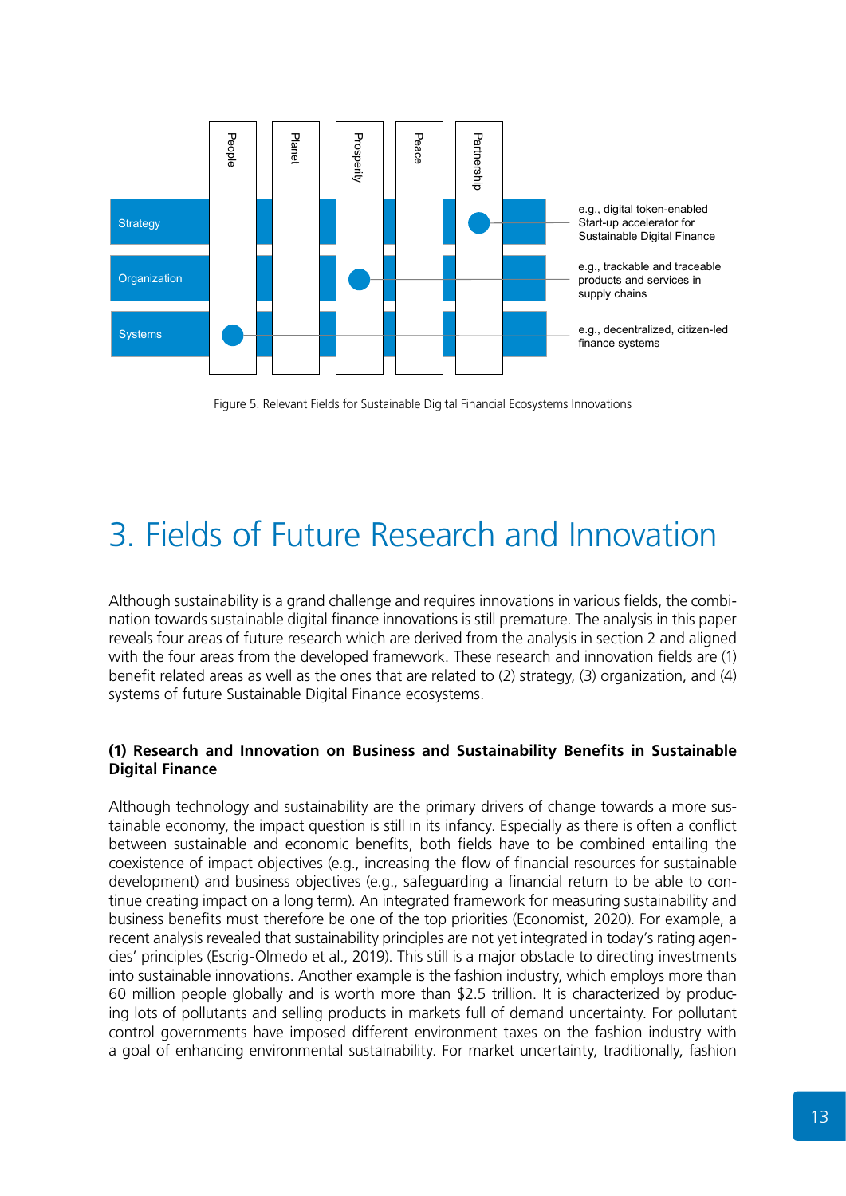Figure 5. Relevant Fields for Sustainable Digital Financial Ecosystems Innovations

# 3. Fields of Future Research and Innovation

Although sustainability is a grand challenge and requires innovations in various fields, the combination towards sustainable digital finance innovations is still premature. The analysis in this paper reveals four areas of future research which are derived from the analysis in section 2 and aligned with the four areas from the developed framework. These research and innovation fields are (1) benefit related areas as well as the ones that are related to (2) strategy, (3) organization, and (4) systems of future Sustainable Digital Finance ecosystems.

### (1) Research and Innovation on Business and Sustainability Benefits in Sustainable Digital Finance

Although technology and sustainability are the primary drivers of change towards a more sustainable economy, the impact question is still in its infancy. Especially as there is often a conflict between sustainable and economic benefits, both fields have to be combined entailing the coexistence of impact objectives (e.g., increasing the flow of financial resources for sustainable development) and business objectives (e.g., safeguarding a financial return to be able to continue creating impact on a long term). An integrated framework for measuring sustainability and business benefits must therefore be one of the top priorities (Economist, 2020). For example, a recent analysis revealed that sustainability principles are not yet integrated in today's rating agencies' principles (Escrig-Olmedo et al., 2019). This still is a major obstacle to directing investments into sustainable innovations. Another example is the fashion industry, which employs more than 60 million people globally and is worth more than $2.5 trillion. It is characterized by producing lots of pollutants and selling products in markets full of demand uncertainty. For pollutant control governments have imposed different environment taxes on the fashion industry with a goal of enhancing environmental sustainability. For market uncertainty, traditionally, fashion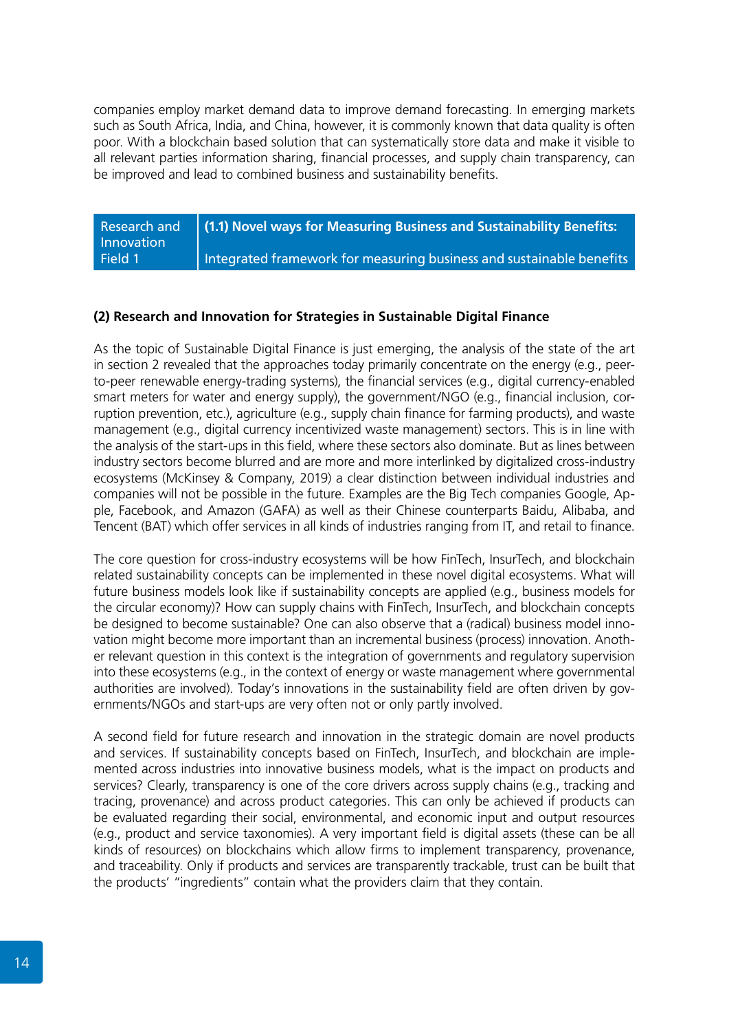companies employ market demand data to improve demand forecasting. In emerging markets such as South Africa, India, and China, however, it is commonly known that data quality is often poor. With a blockchain based solution that can systematically store data and make it visible to all relevant parties information sharing, financial processes, and supply chain transparency, can be improved and lead to combined business and sustainability benefits.

| Research and Innovation Field 1 | **(1.1) Novel ways for Measuring Business and Sustainability Benefits:** Integrated framework for measuring business and sustainable benefits |
|---|---|

**(2) Research and Innovation for Strategies in Sustainable Digital Finance**

As the topic of Sustainable Digital Finance is just emerging, the analysis of the state of the art in section 2 revealed that the approaches today primarily concentrate on the energy (e.g., peer-to-peer renewable energy-trading systems), the financial services (e.g., digital currency-enabled smart meters for water and energy supply), the government/NGO (e.g., financial inclusion, corruption prevention, etc.), agriculture (e.g., supply chain finance for farming products), and waste management (e.g., digital currency incentivized waste management) sectors. This is in line with the analysis of the start-ups in this field, where these sectors also dominate. But as lines between industry sectors become blurred and are more and more interlinked by digitalized cross-industry ecosystems (McKinsey & Company, 2019) a clear distinction between individual industries and companies will not be possible in the future. Examples are the Big Tech companies Google, Apple, Facebook, and Amazon (GAFA) as well as their Chinese counterparts Baidu, Alibaba, and Tencent (BAT) which offer services in all kinds of industries ranging from IT, and retail to finance.

The core question for cross-industry ecosystems will be how FinTech, InsurTech, and blockchain related sustainability concepts can be implemented in these novel digital ecosystems. What will future business models look like if sustainability concepts are applied (e.g., business models for the circular economy)? How can supply chains with FinTech, InsurTech, and blockchain concepts be designed to become sustainable? One can also observe that a (radical) business model innovation might become more important than an incremental business (process) innovation. Another relevant question in this context is the integration of governments and regulatory supervision into these ecosystems (e.g., in the context of energy or waste management where governmental authorities are involved). Today's innovations in the sustainability field are often driven by governments/NGOs and start-ups are very often not or only partly involved.

A second field for future research and innovation in the strategic domain are novel products and services. If sustainability concepts based on FinTech, InsurTech, and blockchain are implemented across industries into innovative business models, what is the impact on products and services? Clearly, transparency is one of the core drivers across supply chains (e.g., tracking and tracing, provenance) and across product categories. This can only be achieved if products can be evaluated regarding their social, environmental, and economic input and output resources (e.g., product and service taxonomies). A very important field is digital assets (these can be all kinds of resources) on blockchains which allow firms to implement transparency, provenance, and traceability. Only if products and services are transparently trackable, trust can be built that the products' "ingredients" contain what the providers claim that they contain.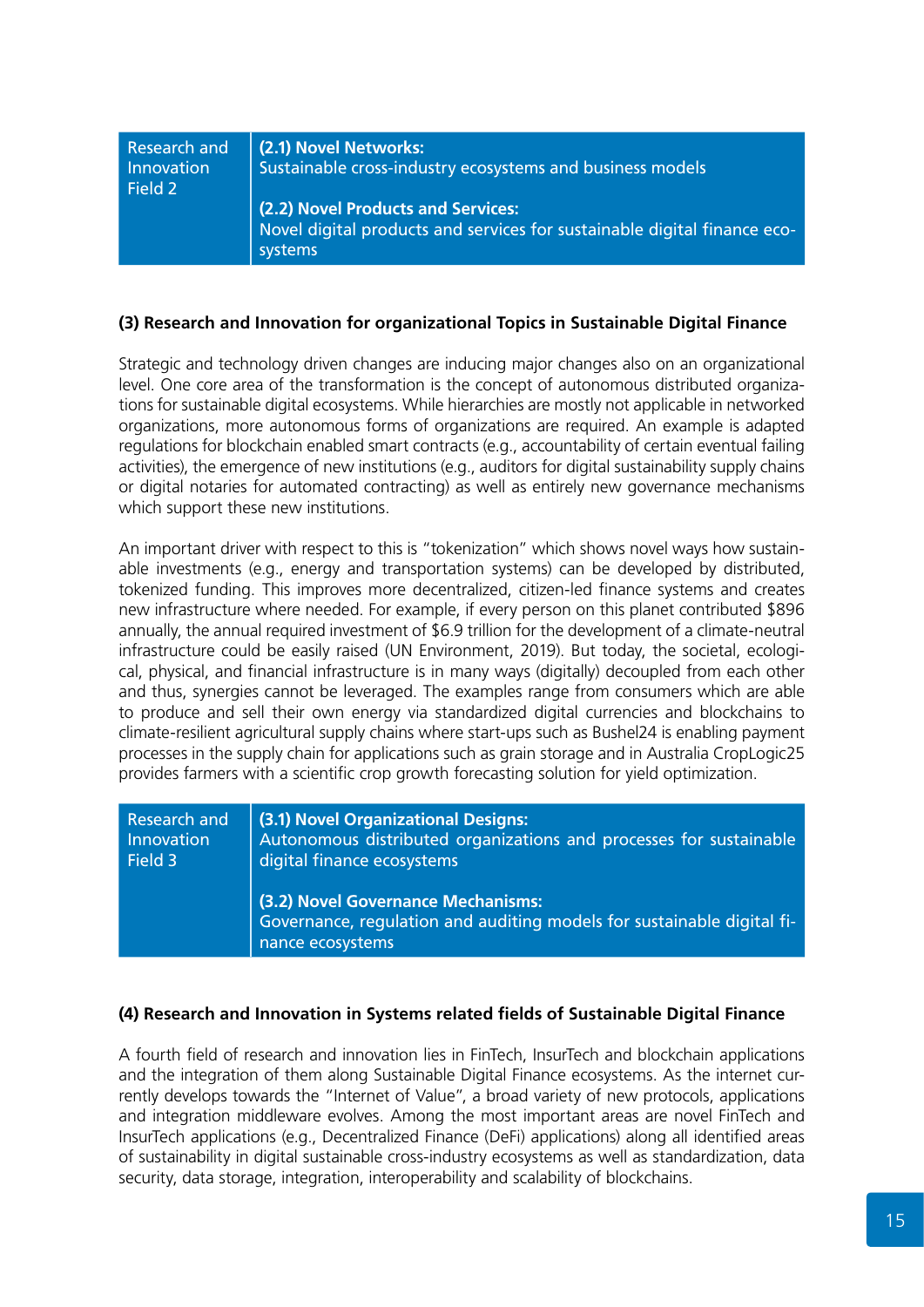| Research and Innovation Field 2 | **(2.1) Novel Networks:** Sustainable cross-industry ecosystems and business models<br><br>**(2.2) Novel Products and Services:** Novel digital products and services for sustainable digital finance ecosystems |
|---|---|

**(3) Research and Innovation for organizational Topics in Sustainable Digital Finance**

Strategic and technology driven changes are inducing major changes also on an organizational level. One core area of the transformation is the concept of autonomous distributed organizations for sustainable digital ecosystems. While hierarchies are mostly not applicable in networked organizations, more autonomous forms of organizations are required. An example is adapted regulations for blockchain enabled smart contracts (e.g., accountability of certain eventual failing activities), the emergence of new institutions (e.g., auditors for digital sustainability supply chains or digital notaries for automated contracting) as well as entirely new governance mechanisms which support these new institutions.

An important driver with respect to this is "tokenization" which shows novel ways how sustainable investments (e.g., energy and transportation systems) can be developed by distributed, tokenized funding. This improves more decentralized, citizen-led finance systems and creates new infrastructure where needed. For example, if every person on this planet contributed $896 annually, the annual required investment of $6.9 trillion for the development of a climate-neutral infrastructure could be easily raised (UN Environment, 2019). But today, the societal, ecological, physical, and financial infrastructure is in many ways (digitally) decoupled from each other and thus, synergies cannot be leveraged. The examples range from consumers which are able to produce and sell their own energy via standardized digital currencies and blockchains to climate-resilient agricultural supply chains where start-ups such as Bushel24 is enabling payment processes in the supply chain for applications such as grain storage and in Australia CropLogic25 provides farmers with a scientific crop growth forecasting solution for yield optimization.

| Research and Innovation Field 3 | **(3.1) Novel Organizational Designs:** Autonomous distributed organizations and processes for sustainable digital finance ecosystems<br><br>**(3.2) Novel Governance Mechanisms:** Governance, regulation and auditing models for sustainable digital finance ecosystems |
|---|---|

**(4) Research and Innovation in Systems related fields of Sustainable Digital Finance**

A fourth field of research and innovation lies in FinTech, InsurTech and blockchain applications and the integration of them along Sustainable Digital Finance ecosystems. As the internet currently develops towards the "Internet of Value", a broad variety of new protocols, applications and integration middleware evolves. Among the most important areas are novel FinTech and InsurTech applications (e.g., Decentralized Finance (DeFi) applications) along all identified areas of sustainability in digital sustainable cross-industry ecosystems as well as standardization, data security, data storage, integration, interoperability and scalability of blockchains.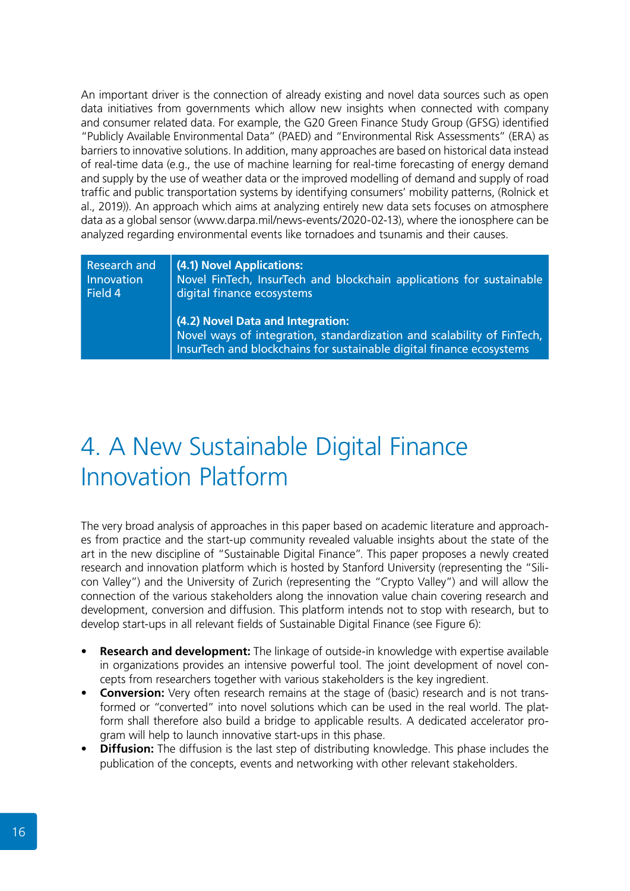An important driver is the connection of already existing and novel data sources such as open data initiatives from governments which allow new insights when connected with company and consumer related data. For example, the G20 Green Finance Study Group (GFSG) identified "Publicly Available Environmental Data" (PAED) and "Environmental Risk Assessments" (ERA) as barriers to innovative solutions. In addition, many approaches are based on historical data instead of real-time data (e.g., the use of machine learning for real-time forecasting of energy demand and supply by the use of weather data or the improved modelling of demand and supply of road traffic and public transportation systems by identifying consumers' mobility patterns, (Rolnick et al., 2019)). An approach which aims at analyzing entirely new data sets focuses on atmosphere data as a global sensor (www.darpa.mil/news-events/2020-02-13), where the ionosphere can be analyzed regarding environmental events like tornadoes and tsunamis and their causes.

| Research and Innovation Field 4 | **(4.1) Novel Applications:** Novel FinTech, InsurTech and blockchain applications for sustainable digital finance ecosystems<br><br>**(4.2) Novel Data and Integration:** Novel ways of integration, standardization and scalability of FinTech, InsurTech and blockchains for sustainable digital finance ecosystems |
|---|---|

# 4. A New Sustainable Digital Finance Innovation Platform

The very broad analysis of approaches in this paper based on academic literature and approaches from practice and the start-up community revealed valuable insights about the state of the art in the new discipline of "Sustainable Digital Finance". This paper proposes a newly created research and innovation platform which is hosted by Stanford University (representing the "Silicon Valley") and the University of Zurich (representing the "Crypto Valley") and will allow the connection of the various stakeholders along the innovation value chain covering research and development, conversion and diffusion. This platform intends not to stop with research, but to develop start-ups in all relevant fields of Sustainable Digital Finance (see Figure 6):

- **Research and development:** The linkage of outside-in knowledge with expertise available in organizations provides an intensive powerful tool. The joint development of novel concepts from researchers together with various stakeholders is the key ingredient.
- **Conversion:** Very often research remains at the stage of (basic) research and is not transformed or "converted" into novel solutions which can be used in the real world. The platform shall therefore also build a bridge to applicable results. A dedicated accelerator program will help to launch innovative start-ups in this phase.
- **Diffusion:** The diffusion is the last step of distributing knowledge. This phase includes the publication of the concepts, events and networking with other relevant stakeholders.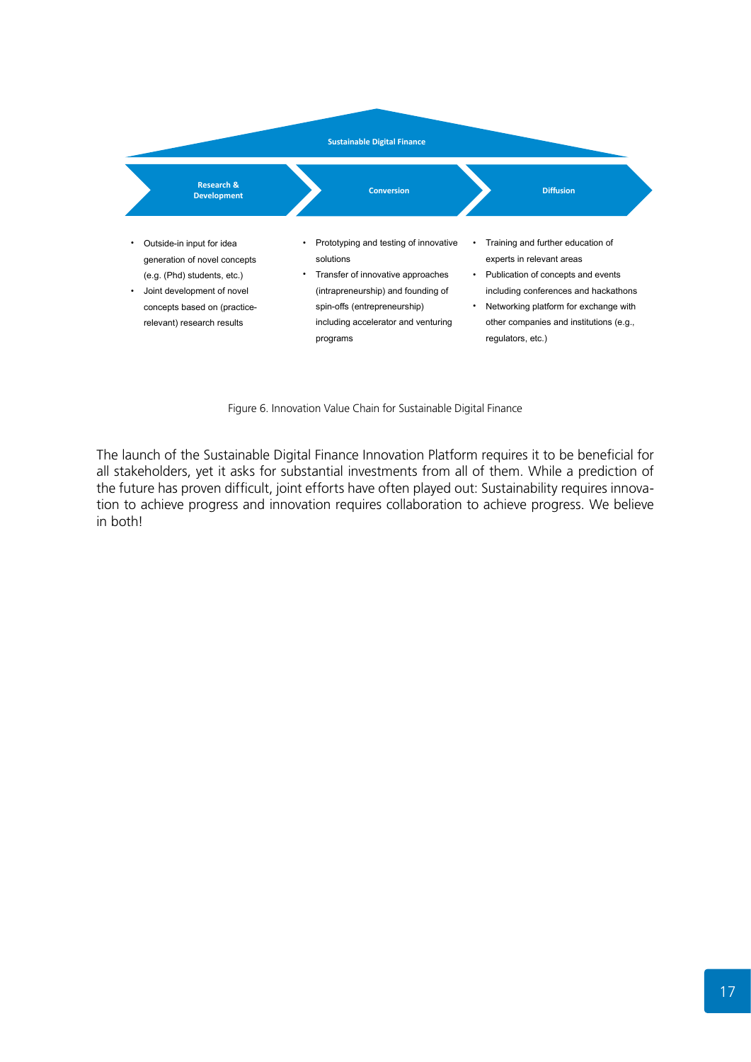**Sustainable Digital Finance**

| Research & Development | Conversion | Diffusion |
|---|---|---|
| • Outside-in input for idea generation of novel concepts (e.g. (Phd) students, etc.)<br>• Joint development of novel concepts based on (practice-relevant) research results | • Prototyping and testing of innovative solutions<br>• Transfer of innovative approaches (intrapreneurship) and founding of spin-offs (entrepreneurship) including accelerator and venturing programs | • Training and further education of experts in relevant areas<br>• Publication of concepts and events including conferences and hackathons<br>• Networking platform for exchange with other companies and institutions (e.g., regulators, etc.) |

Figure 6. Innovation Value Chain for Sustainable Digital Finance

The launch of the Sustainable Digital Finance Innovation Platform requires it to be beneficial for all stakeholders, yet it asks for substantial investments from all of them. While a prediction of the future has proven difficult, joint efforts have often played out: Sustainability requires innovation to achieve progress and innovation requires collaboration to achieve progress. We believe in both!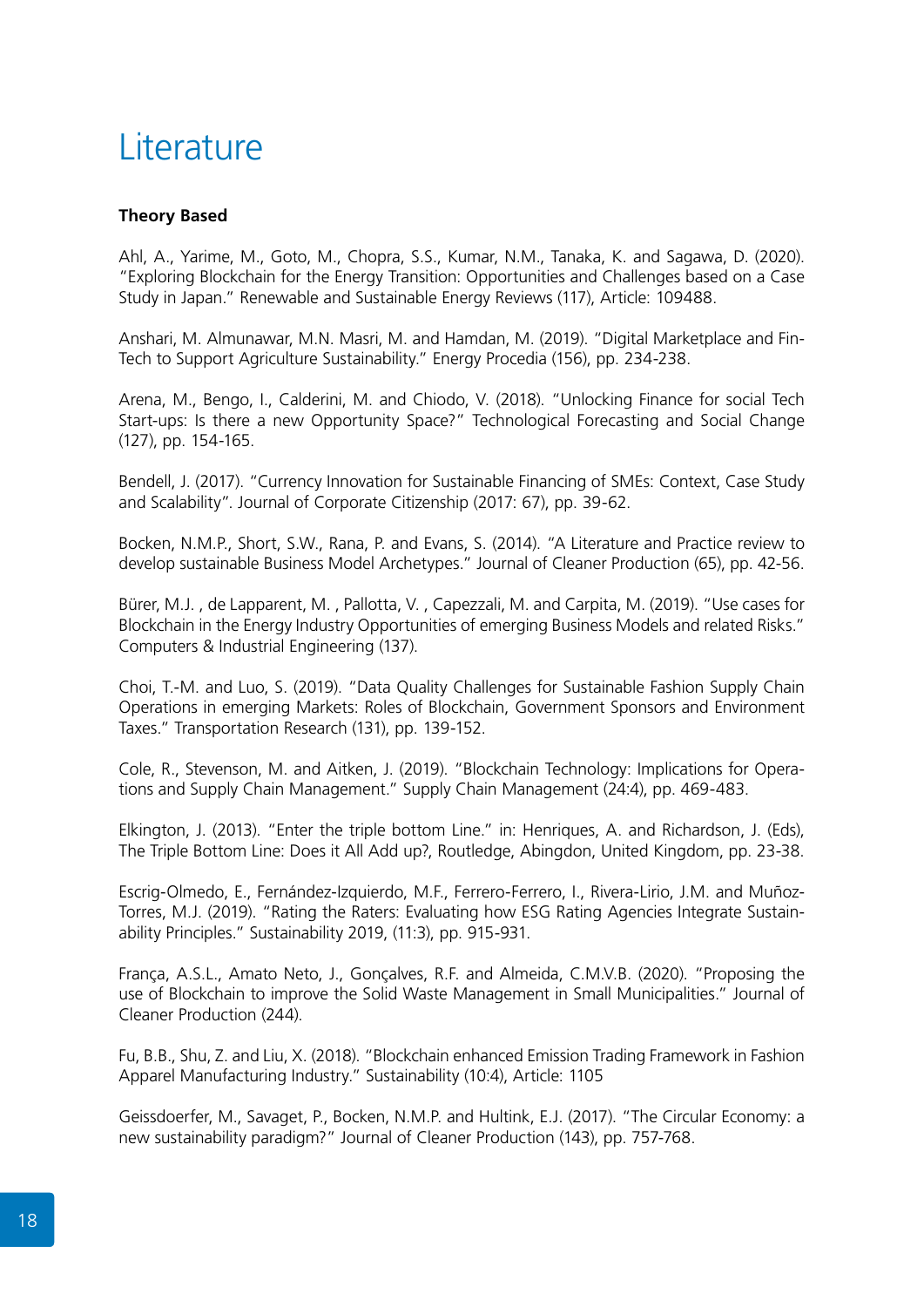# Literature

**Theory Based**

Ahl, A., Yarime, M., Goto, M., Chopra, S.S., Kumar, N.M., Tanaka, K. and Sagawa, D. (2020). "Exploring Blockchain for the Energy Transition: Opportunities and Challenges based on a Case Study in Japan." Renewable and Sustainable Energy Reviews (117), Article: 109488.

Anshari, M. Almunawar, M.N. Masri, M. and Hamdan, M. (2019). "Digital Marketplace and Fin-Tech to Support Agriculture Sustainability." Energy Procedia (156), pp. 234-238.

Arena, M., Bengo, I., Calderini, M. and Chiodo, V. (2018). "Unlocking Finance for social Tech Start-ups: Is there a new Opportunity Space?" Technological Forecasting and Social Change (127), pp. 154-165.

Bendell, J. (2017). "Currency Innovation for Sustainable Financing of SMEs: Context, Case Study and Scalability". Journal of Corporate Citizenship (2017: 67), pp. 39-62.

Bocken, N.M.P., Short, S.W., Rana, P. and Evans, S. (2014). "A Literature and Practice review to develop sustainable Business Model Archetypes." Journal of Cleaner Production (65), pp. 42-56.

Bürer, M.J. , de Lapparent, M. , Pallotta, V. , Capezzali, M. and Carpita, M. (2019). "Use cases for Blockchain in the Energy Industry Opportunities of emerging Business Models and related Risks." Computers & Industrial Engineering (137).

Choi, T.-M. and Luo, S. (2019). "Data Quality Challenges for Sustainable Fashion Supply Chain Operations in emerging Markets: Roles of Blockchain, Government Sponsors and Environment Taxes." Transportation Research (131), pp. 139-152.

Cole, R., Stevenson, M. and Aitken, J. (2019). "Blockchain Technology: Implications for Operations and Supply Chain Management." Supply Chain Management (24:4), pp. 469-483.

Elkington, J. (2013). "Enter the triple bottom Line." in: Henriques, A. and Richardson, J. (Eds), The Triple Bottom Line: Does it All Add up?, Routledge, Abingdon, United Kingdom, pp. 23-38.

Escrig-Olmedo, E., Fernández-Izquierdo, M.F., Ferrero-Ferrero, I., Rivera-Lirio, J.M. and Muñoz-Torres, M.J. (2019). "Rating the Raters: Evaluating how ESG Rating Agencies Integrate Sustainability Principles." Sustainability 2019, (11:3), pp. 915-931.

França, A.S.L., Amato Neto, J., Gonçalves, R.F. and Almeida, C.M.V.B. (2020). "Proposing the use of Blockchain to improve the Solid Waste Management in Small Municipalities." Journal of Cleaner Production (244).

Fu, B.B., Shu, Z. and Liu, X. (2018). "Blockchain enhanced Emission Trading Framework in Fashion Apparel Manufacturing Industry." Sustainability (10:4), Article: 1105

Geissdoerfer, M., Savaget, P., Bocken, N.M.P. and Hultink, E.J. (2017). "The Circular Economy: a new sustainability paradigm?" Journal of Cleaner Production (143), pp. 757-768.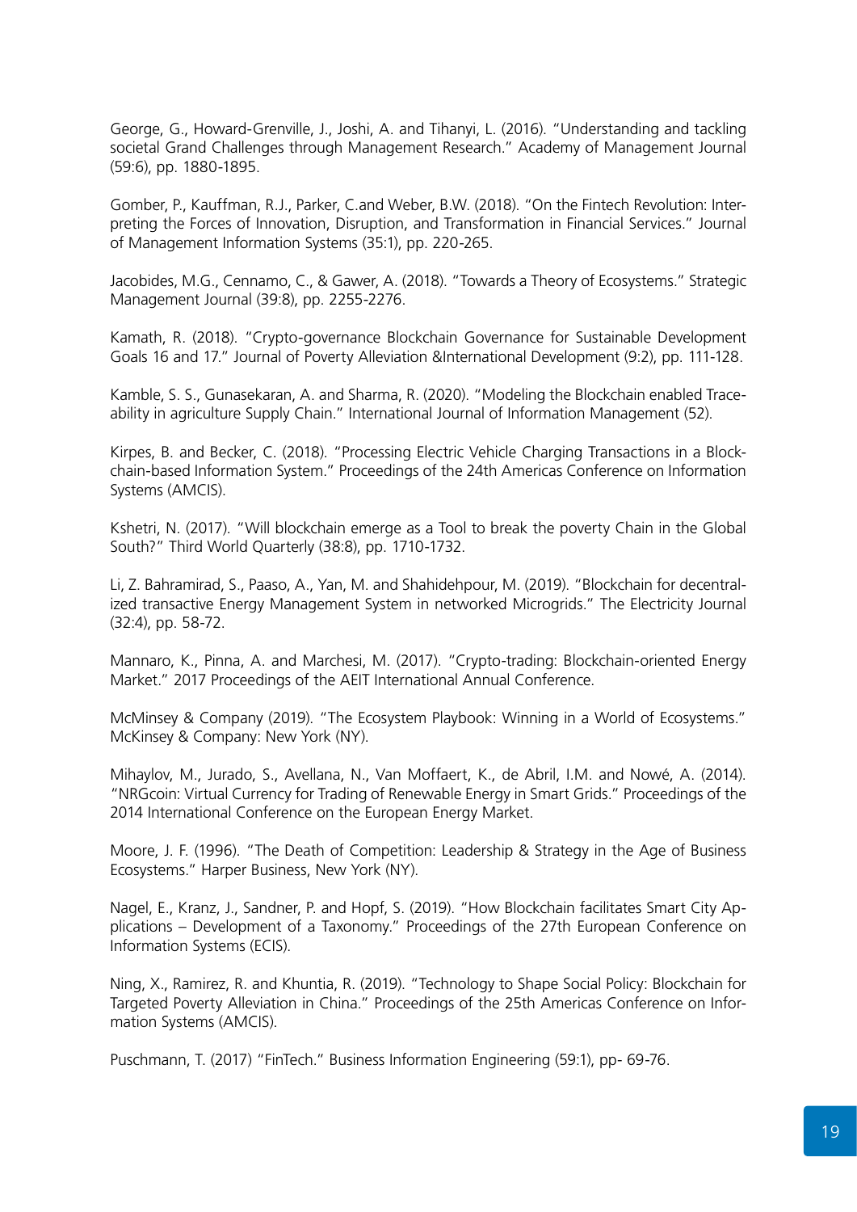George, G., Howard-Grenville, J., Joshi, A. and Tihanyi, L. (2016). "Understanding and tackling societal Grand Challenges through Management Research." Academy of Management Journal (59:6), pp. 1880-1895.

Gomber, P., Kauffman, R.J., Parker, C.and Weber, B.W. (2018). "On the Fintech Revolution: Interpreting the Forces of Innovation, Disruption, and Transformation in Financial Services." Journal of Management Information Systems (35:1), pp. 220-265.

Jacobides, M.G., Cennamo, C., & Gawer, A. (2018). "Towards a Theory of Ecosystems." Strategic Management Journal (39:8), pp. 2255-2276.

Kamath, R. (2018). "Crypto-governance Blockchain Governance for Sustainable Development Goals 16 and 17." Journal of Poverty Alleviation &International Development (9:2), pp. 111-128.

Kamble, S. S., Gunasekaran, A. and Sharma, R. (2020). "Modeling the Blockchain enabled Traceability in agriculture Supply Chain." International Journal of Information Management (52).

Kirpes, B. and Becker, C. (2018). "Processing Electric Vehicle Charging Transactions in a Blockchain-based Information System." Proceedings of the 24th Americas Conference on Information Systems (AMCIS).

Kshetri, N. (2017). "Will blockchain emerge as a Tool to break the poverty Chain in the Global South?" Third World Quarterly (38:8), pp. 1710-1732.

Li, Z. Bahramirad, S., Paaso, A., Yan, M. and Shahidehpour, M. (2019). "Blockchain for decentralized transactive Energy Management System in networked Microgrids." The Electricity Journal (32:4), pp. 58-72.

Mannaro, K., Pinna, A. and Marchesi, M. (2017). "Crypto-trading: Blockchain-oriented Energy Market." 2017 Proceedings of the AEIT International Annual Conference.

McMinsey & Company (2019). "The Ecosystem Playbook: Winning in a World of Ecosystems." McKinsey & Company: New York (NY).

Mihaylov, M., Jurado, S., Avellana, N., Van Moffaert, K., de Abril, I.M. and Nowé, A. (2014). "NRGcoin: Virtual Currency for Trading of Renewable Energy in Smart Grids." Proceedings of the 2014 International Conference on the European Energy Market.

Moore, J. F. (1996). "The Death of Competition: Leadership & Strategy in the Age of Business Ecosystems." Harper Business, New York (NY).

Nagel, E., Kranz, J., Sandner, P. and Hopf, S. (2019). "How Blockchain facilitates Smart City Applications – Development of a Taxonomy." Proceedings of the 27th European Conference on Information Systems (ECIS).

Ning, X., Ramirez, R. and Khuntia, R. (2019). "Technology to Shape Social Policy: Blockchain for Targeted Poverty Alleviation in China." Proceedings of the 25th Americas Conference on Information Systems (AMCIS).

Puschmann, T. (2017) "FinTech." Business Information Engineering (59:1), pp- 69-76.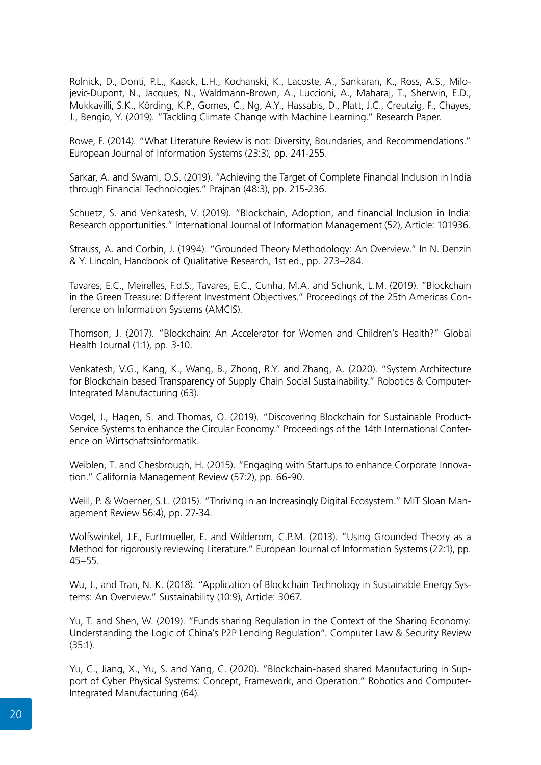Rolnick, D., Donti, P.L., Kaack, L.H., Kochanski, K., Lacoste, A., Sankaran, K., Ross, A.S., Milojevic-Dupont, N., Jacques, N., Waldmann-Brown, A., Luccioni, A., Maharaj, T., Sherwin, E.D., Mukkavilli, S.K., Körding, K.P., Gomes, C., Ng, A.Y., Hassabis, D., Platt, J.C., Creutzig, F., Chayes, J., Bengio, Y. (2019). "Tackling Climate Change with Machine Learning." Research Paper.

Rowe, F. (2014). "What Literature Review is not: Diversity, Boundaries, and Recommendations." European Journal of Information Systems (23:3), pp. 241-255.

Sarkar, A. and Swami, O.S. (2019). "Achieving the Target of Complete Financial Inclusion in India through Financial Technologies." Prajnan (48:3), pp. 215-236.

Schuetz, S. and Venkatesh, V. (2019). "Blockchain, Adoption, and financial Inclusion in India: Research opportunities." International Journal of Information Management (52), Article: 101936.

Strauss, A. and Corbin, J. (1994). "Grounded Theory Methodology: An Overview." In N. Denzin & Y. Lincoln, Handbook of Qualitative Research, 1st ed., pp. 273–284.

Tavares, E.C., Meirelles, F.d.S., Tavares, E.C., Cunha, M.A. and Schunk, L.M. (2019). "Blockchain in the Green Treasure: Different Investment Objectives." Proceedings of the 25th Americas Conference on Information Systems (AMCIS).

Thomson, J. (2017). "Blockchain: An Accelerator for Women and Children's Health?" Global Health Journal (1:1), pp. 3-10.

Venkatesh, V.G., Kang, K., Wang, B., Zhong, R.Y. and Zhang, A. (2020). "System Architecture for Blockchain based Transparency of Supply Chain Social Sustainability." Robotics & Computer-Integrated Manufacturing (63).

Vogel, J., Hagen, S. and Thomas, O. (2019). "Discovering Blockchain for Sustainable Product-Service Systems to enhance the Circular Economy." Proceedings of the 14th International Conference on Wirtschaftsinformatik.

Weiblen, T. and Chesbrough, H. (2015). "Engaging with Startups to enhance Corporate Innovation." California Management Review (57:2), pp. 66-90.

Weill, P. & Woerner, S.L. (2015). "Thriving in an Increasingly Digital Ecosystem." MIT Sloan Management Review 56:4), pp. 27-34.

Wolfswinkel, J.F., Furtmueller, E. and Wilderom, C.P.M. (2013). "Using Grounded Theory as a Method for rigorously reviewing Literature." European Journal of Information Systems (22:1), pp. 45–55.

Wu, J., and Tran, N. K. (2018). "Application of Blockchain Technology in Sustainable Energy Systems: An Overview." Sustainability (10:9), Article: 3067.

Yu, T. and Shen, W. (2019). "Funds sharing Regulation in the Context of the Sharing Economy: Understanding the Logic of China's P2P Lending Regulation". Computer Law & Security Review (35:1).

Yu, C., Jiang, X., Yu, S. and Yang, C. (2020). "Blockchain-based shared Manufacturing in Support of Cyber Physical Systems: Concept, Framework, and Operation." Robotics and Computer-Integrated Manufacturing (64).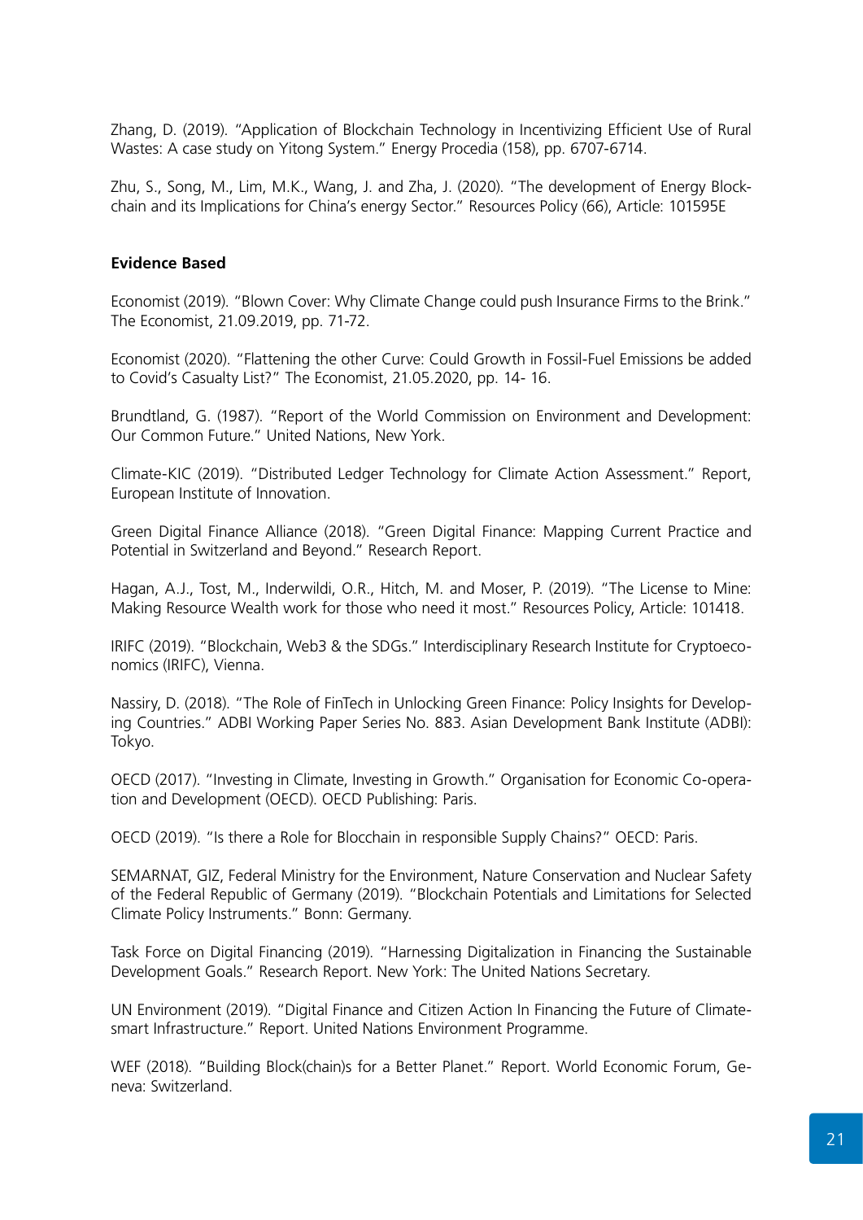Zhang, D. (2019). "Application of Blockchain Technology in Incentivizing Efficient Use of Rural Wastes: A case study on Yitong System." Energy Procedia (158), pp. 6707-6714.

Zhu, S., Song, M., Lim, M.K., Wang, J. and Zha, J. (2020). "The development of Energy Blockchain and its Implications for China's energy Sector." Resources Policy (66), Article: 101595E

**Evidence Based**

Economist (2019). "Blown Cover: Why Climate Change could push Insurance Firms to the Brink." The Economist, 21.09.2019, pp. 71-72.

Economist (2020). "Flattening the other Curve: Could Growth in Fossil-Fuel Emissions be added to Covid's Casualty List?" The Economist, 21.05.2020, pp. 14- 16.

Brundtland, G. (1987). "Report of the World Commission on Environment and Development: Our Common Future." United Nations, New York.

Climate-KIC (2019). "Distributed Ledger Technology for Climate Action Assessment." Report, European Institute of Innovation.

Green Digital Finance Alliance (2018). "Green Digital Finance: Mapping Current Practice and Potential in Switzerland and Beyond." Research Report.

Hagan, A.J., Tost, M., Inderwildi, O.R., Hitch, M. and Moser, P. (2019). "The License to Mine: Making Resource Wealth work for those who need it most." Resources Policy, Article: 101418.

IRIFC (2019). "Blockchain, Web3 & the SDGs." Interdisciplinary Research Institute for Cryptoeconomics (IRIFC), Vienna.

Nassiry, D. (2018). "The Role of FinTech in Unlocking Green Finance: Policy Insights for Developing Countries." ADBI Working Paper Series No. 883. Asian Development Bank Institute (ADBI): Tokyo.

OECD (2017). "Investing in Climate, Investing in Growth." Organisation for Economic Co-operation and Development (OECD). OECD Publishing: Paris.

OECD (2019). "Is there a Role for Blocchain in responsible Supply Chains?" OECD: Paris.

SEMARNAT, GIZ, Federal Ministry for the Environment, Nature Conservation and Nuclear Safety of the Federal Republic of Germany (2019). "Blockchain Potentials and Limitations for Selected Climate Policy Instruments." Bonn: Germany.

Task Force on Digital Financing (2019). "Harnessing Digitalization in Financing the Sustainable Development Goals." Research Report. New York: The United Nations Secretary.

UN Environment (2019). "Digital Finance and Citizen Action In Financing the Future of Climate-smart Infrastructure." Report. United Nations Environment Programme.

WEF (2018). "Building Block(chain)s for a Better Planet." Report. World Economic Forum, Geneva: Switzerland.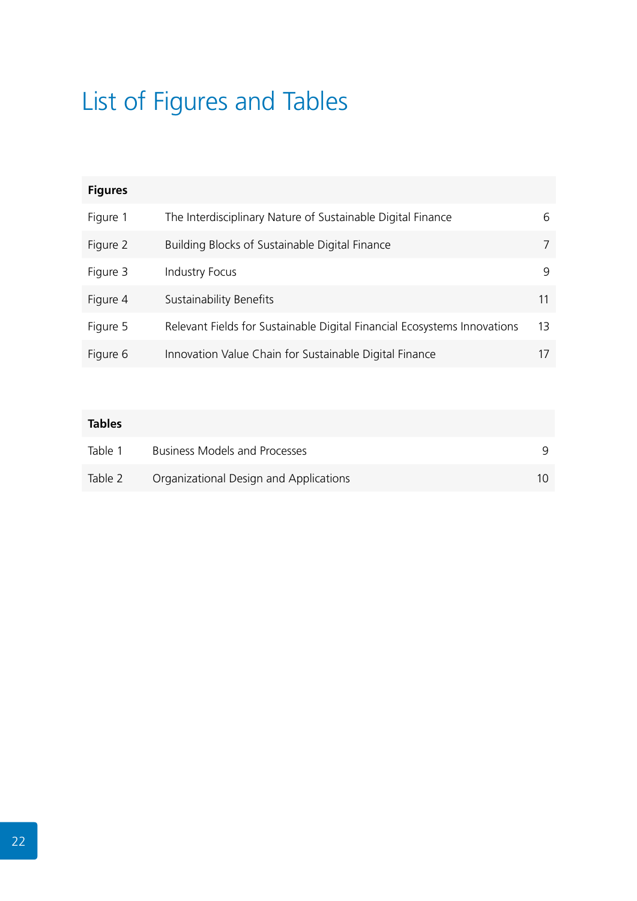# List of Figures and Tables

| Figures | | |
|---|---|---|
| Figure 1 | The Interdisciplinary Nature of Sustainable Digital Finance | 6 |
| Figure 2 | Building Blocks of Sustainable Digital Finance | 7 |
| Figure 3 | Industry Focus | 9 |
| Figure 4 | Sustainability Benefits | 11 |
| Figure 5 | Relevant Fields for Sustainable Digital Financial Ecosystems Innovations | 13 |
| Figure 6 | Innovation Value Chain for Sustainable Digital Finance | 17 |

| Tables | | |
|---|---|---|
| Table 1 | Business Models and Processes | 9 |
| Table 2 | Organizational Design and Applications | 10 |